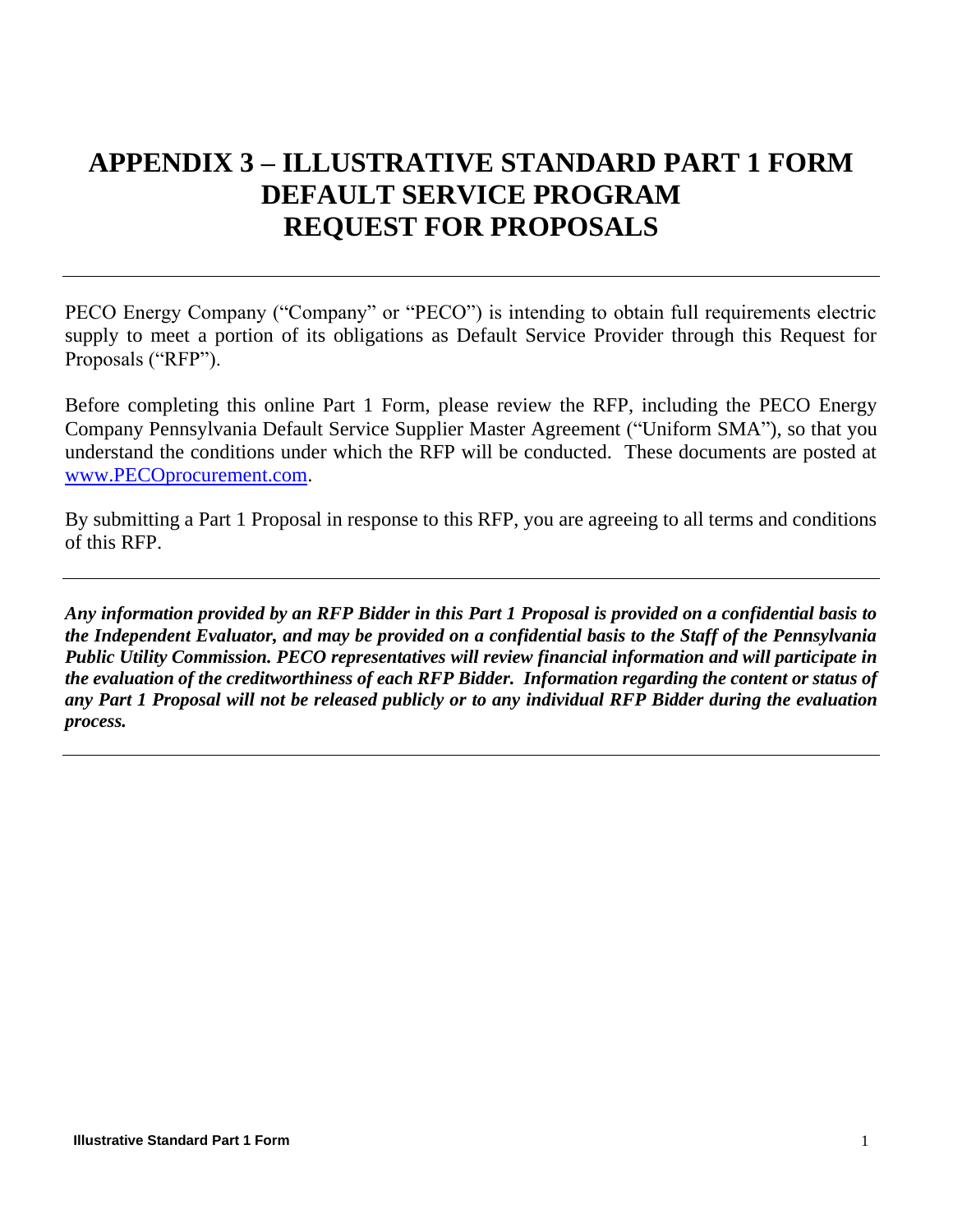# APPENDIX 3 – ILLUSTRATIVE STANDARD PART 1 FORM DEFAULT SERVICE PROGRAM REQUEST FOR PROPOSALS

---

PECO Energy Company ("Company" or "PECO") is intending to obtain full requirements electric supply to meet a portion of its obligations as Default Service Provider through this Request for Proposals ("RFP").

Before completing this online Part 1 Form, please review the RFP, including the PECO Energy Company Pennsylvania Default Service Supplier Master Agreement ("Uniform SMA"), so that you understand the conditions under which the RFP will be conducted. These documents are posted at [www.PECOprocurement.com](http://www.PECOprocurement.com).

By submitting a Part 1 Proposal in response to this RFP, you are agreeing to all terms and conditions of this RFP.

---

***Any information provided by an RFP Bidder in this Part 1 Proposal is provided on a confidential basis to the Independent Evaluator, and may be provided on a confidential basis to the Staff of the Pennsylvania Public Utility Commission. PECO representatives will review financial information and will participate in the evaluation of the creditworthiness of each RFP Bidder. Information regarding the content or status of any Part 1 Proposal will not be released publicly or to any individual RFP Bidder during the evaluation process.***

---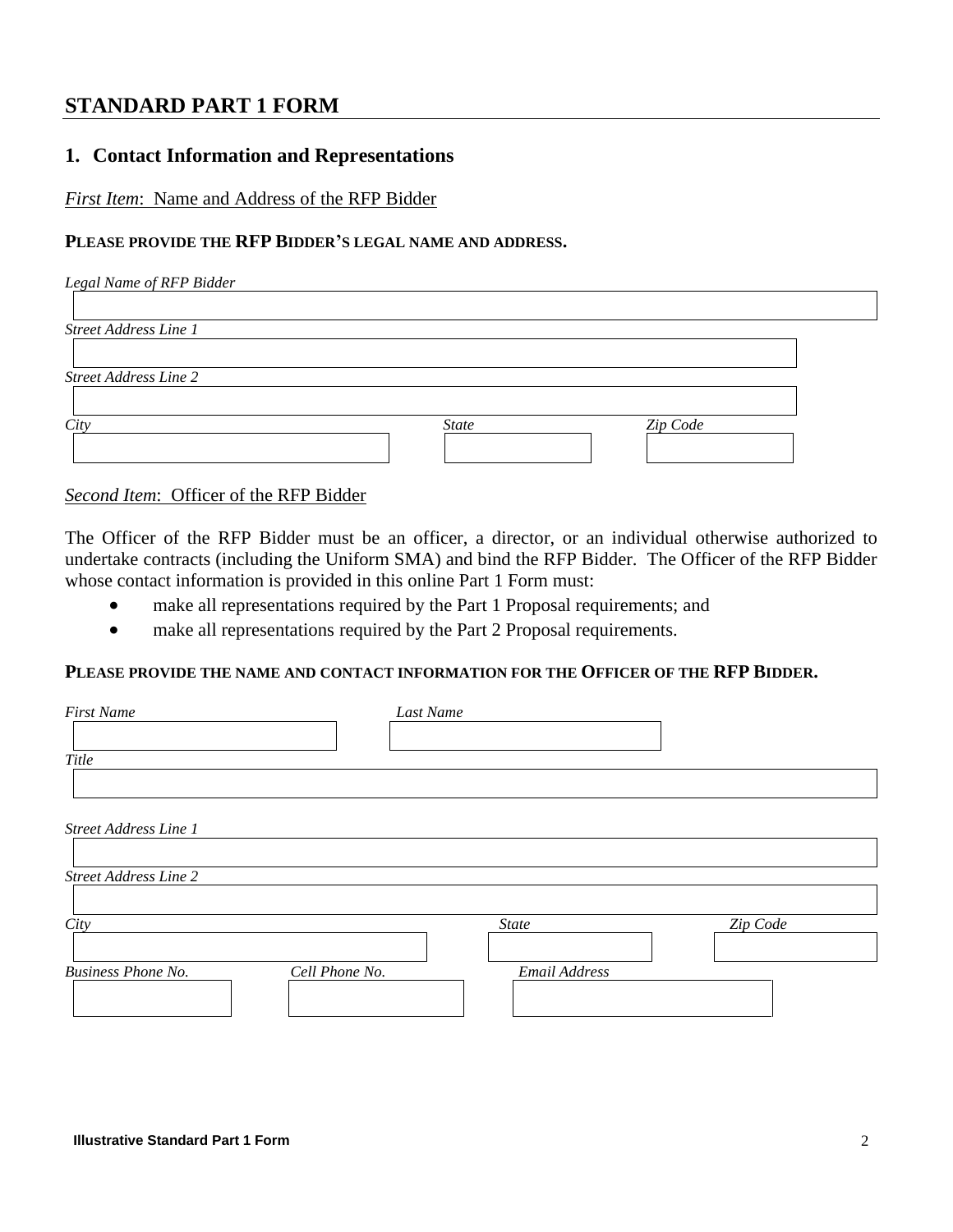## STANDARD PART 1 FORM

### 1. Contact Information and Representations

*First Item*: Name and Address of the RFP Bidder

**PLEASE PROVIDE THE RFP BIDDER'S LEGAL NAME AND ADDRESS.**

*Legal Name of RFP Bidder*

*Street Address Line 1*

*Street Address Line 2*

*City* | *State* | *Zip Code*

*Second Item*: Officer of the RFP Bidder

The Officer of the RFP Bidder must be an officer, a director, or an individual otherwise authorized to undertake contracts (including the Uniform SMA) and bind the RFP Bidder. The Officer of the RFP Bidder whose contact information is provided in this online Part 1 Form must:

- make all representations required by the Part 1 Proposal requirements; and
- make all representations required by the Part 2 Proposal requirements.

**PLEASE PROVIDE THE NAME AND CONTACT INFORMATION FOR THE OFFICER OF THE RFP BIDDER.**

*First Name* | *Last Name*

*Title*

*Street Address Line 1*

*Street Address Line 2*

*City* | *State* | *Zip Code*

*Business Phone No.* | *Cell Phone No.* | *Email Address*

**Illustrative Standard Part 1 Form**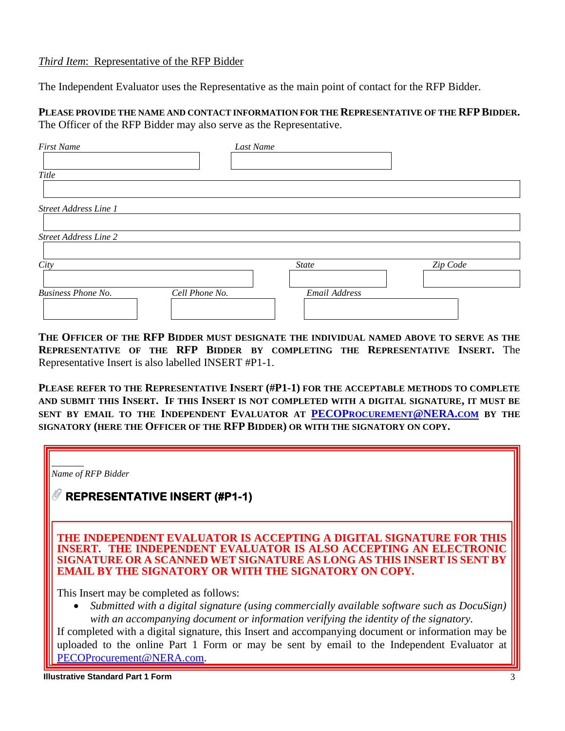*Third Item*: Representative of the RFP Bidder

The Independent Evaluator uses the Representative as the main point of contact for the RFP Bidder.

**PLEASE PROVIDE THE NAME AND CONTACT INFORMATION FOR THE REPRESENTATIVE OF THE RFP BIDDER.** The Officer of the RFP Bidder may also serve as the Representative.

| *First Name* | *Last Name* | |
|---|---|---|
| | | |

| *Title* |
|---|
| |

| *Street Address Line 1* |
|---|
| |

| *Street Address Line 2* |
|---|
| |

| *City* | *State* | *Zip Code* |
|---|---|---|
| | | |

| *Business Phone No.* | *Cell Phone No.* | *Email Address* |
|---|---|---|
| | | |

**THE OFFICER OF THE RFP BIDDER MUST DESIGNATE THE INDIVIDUAL NAMED ABOVE TO SERVE AS THE REPRESENTATIVE OF THE RFP BIDDER BY COMPLETING THE REPRESENTATIVE INSERT.** The Representative Insert is also labelled INSERT #P1-1.

**PLEASE REFER TO THE REPRESENTATIVE INSERT (#P1-1) FOR THE ACCEPTABLE METHODS TO COMPLETE AND SUBMIT THIS INSERT. IF THIS INSERT IS NOT COMPLETED WITH A DIGITAL SIGNATURE, IT MUST BE SENT BY EMAIL TO THE INDEPENDENT EVALUATOR AT [PECOPROCUREMENT@NERA.COM](mailto:PECOProcurement@NERA.com) BY THE SIGNATORY (HERE THE OFFICER OF THE RFP BIDDER) OR WITH THE SIGNATORY ON COPY.**

______

*Name of RFP Bidder*

## REPRESENTATIVE INSERT (#P1-1)

**THE INDEPENDENT EVALUATOR IS ACCEPTING A DIGITAL SIGNATURE FOR THIS INSERT. THE INDEPENDENT EVALUATOR IS ALSO ACCEPTING AN ELECTRONIC SIGNATURE OR A SCANNED WET SIGNATURE AS LONG AS THIS INSERT IS SENT BY EMAIL BY THE SIGNATORY OR WITH THE SIGNATORY ON COPY.**

This Insert may be completed as follows:

- *Submitted with a digital signature (using commercially available software such as DocuSign) with an accompanying document or information verifying the identity of the signatory.*

If completed with a digital signature, this Insert and accompanying document or information may be uploaded to the online Part 1 Form or may be sent by email to the Independent Evaluator at [PECOProcurement@NERA.com](mailto:PECOProcurement@NERA.com).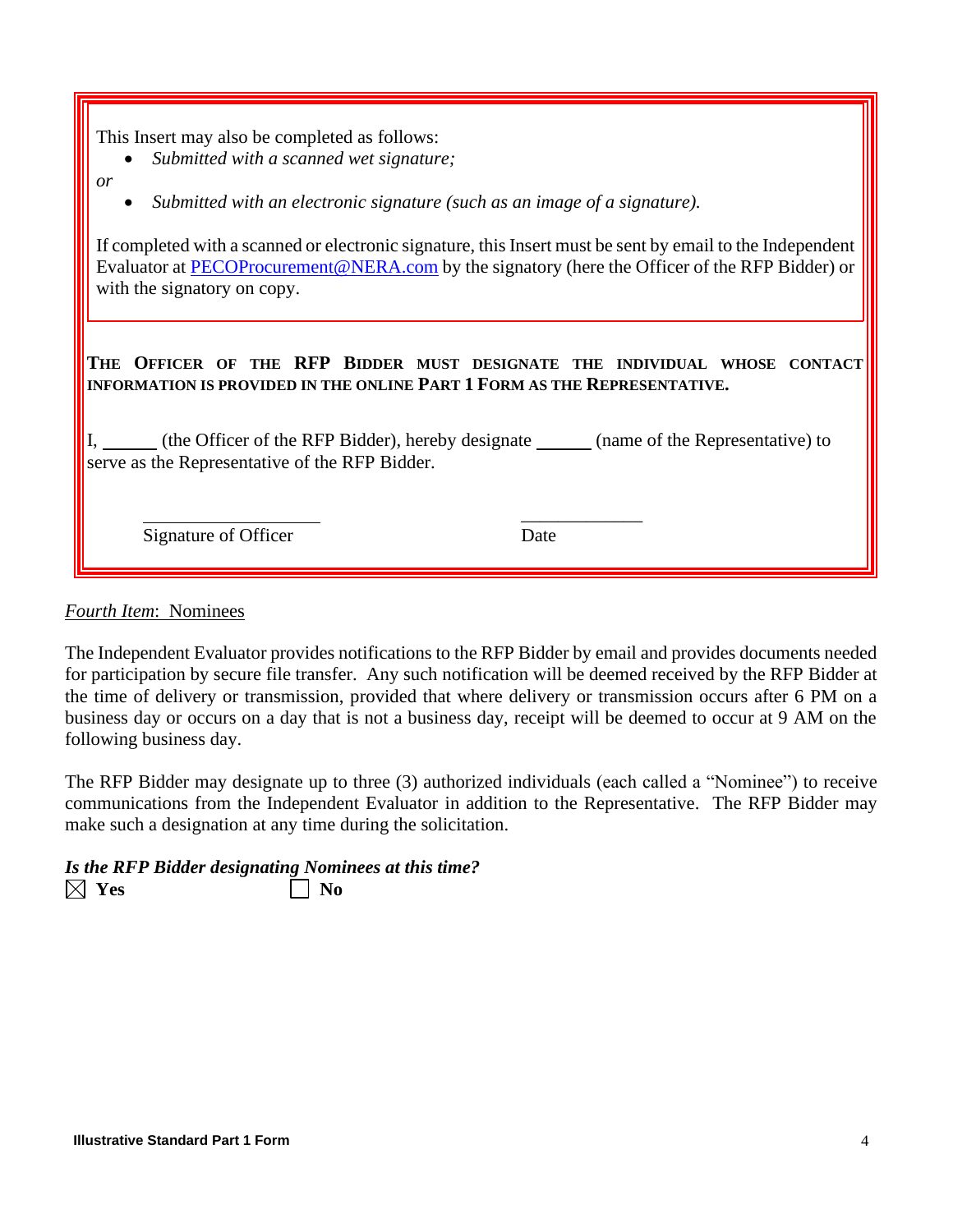This Insert may also be completed as follows:

- *Submitted with a scanned wet signature;*

*or*

- *Submitted with an electronic signature (such as an image of a signature).*

If completed with a scanned or electronic signature, this Insert must be sent by email to the Independent Evaluator at [PECOProcurement@NERA.com](mailto:PECOProcurement@NERA.com) by the signatory (here the Officer of the RFP Bidder) or with the signatory on copy.

**THE OFFICER OF THE RFP BIDDER MUST DESIGNATE THE INDIVIDUAL WHOSE CONTACT INFORMATION IS PROVIDED IN THE ONLINE PART 1 FORM AS THE REPRESENTATIVE.**

I, ______ (the Officer of the RFP Bidder), hereby designate ______ (name of the Representative) to serve as the Representative of the RFP Bidder.

____________________ Signature of Officer    ____________ Date

*Fourth Item*: Nominees

The Independent Evaluator provides notifications to the RFP Bidder by email and provides documents needed for participation by secure file transfer. Any such notification will be deemed received by the RFP Bidder at the time of delivery or transmission, provided that where delivery or transmission occurs after 6 PM on a business day or occurs on a day that is not a business day, receipt will be deemed to occur at 9 AM on the following business day.

The RFP Bidder may designate up to three (3) authorized individuals (each called a "Nominee") to receive communications from the Independent Evaluator in addition to the Representative. The RFP Bidder may make such a designation at any time during the solicitation.

***Is the RFP Bidder designating Nominees at this time?***

☒ **Yes** ☐ **No**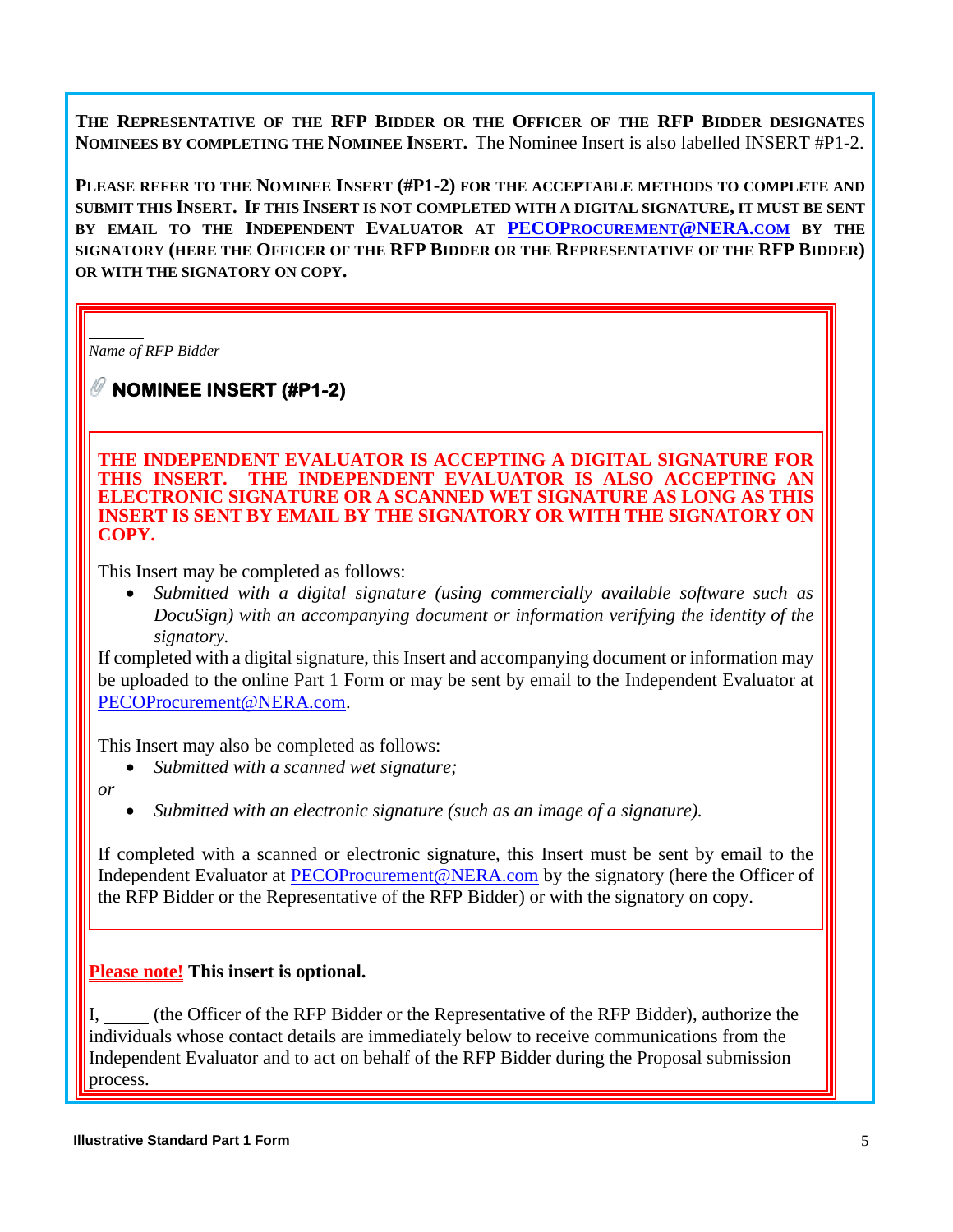**THE REPRESENTATIVE OF THE RFP BIDDER OR THE OFFICER OF THE RFP BIDDER DESIGNATES NOMINEES BY COMPLETING THE NOMINEE INSERT.** The Nominee Insert is also labelled INSERT #P1-2.

**PLEASE REFER TO THE NOMINEE INSERT (#P1-2) FOR THE ACCEPTABLE METHODS TO COMPLETE AND SUBMIT THIS INSERT. IF THIS INSERT IS NOT COMPLETED WITH A DIGITAL SIGNATURE, IT MUST BE SENT BY EMAIL TO THE INDEPENDENT EVALUATOR AT PECOPROCUREMENT@NERA.COM BY THE SIGNATORY (HERE THE OFFICER OF THE RFP BIDDER OR THE REPRESENTATIVE OF THE RFP BIDDER) OR WITH THE SIGNATORY ON COPY.**

______

*Name of RFP Bidder*

## NOMINEE INSERT (#P1-2)

**THE INDEPENDENT EVALUATOR IS ACCEPTING A DIGITAL SIGNATURE FOR THIS INSERT. THE INDEPENDENT EVALUATOR IS ALSO ACCEPTING AN ELECTRONIC SIGNATURE OR A SCANNED WET SIGNATURE AS LONG AS THIS INSERT IS SENT BY EMAIL BY THE SIGNATORY OR WITH THE SIGNATORY ON COPY.**

This Insert may be completed as follows:

- *Submitted with a digital signature (using commercially available software such as DocuSign) with an accompanying document or information verifying the identity of the signatory.*

If completed with a digital signature, this Insert and accompanying document or information may be uploaded to the online Part 1 Form or may be sent by email to the Independent Evaluator at PECOProcurement@NERA.com.

This Insert may also be completed as follows:

- *Submitted with a scanned wet signature;*

*or*

- *Submitted with an electronic signature (such as an image of a signature).*

If completed with a scanned or electronic signature, this Insert must be sent by email to the Independent Evaluator at PECOProcurement@NERA.com by the signatory (here the Officer of the RFP Bidder or the Representative of the RFP Bidder) or with the signatory on copy.

**Please note! This insert is optional.**

I, _____ (the Officer of the RFP Bidder or the Representative of the RFP Bidder), authorize the individuals whose contact details are immediately below to receive communications from the Independent Evaluator and to act on behalf of the RFP Bidder during the Proposal submission process.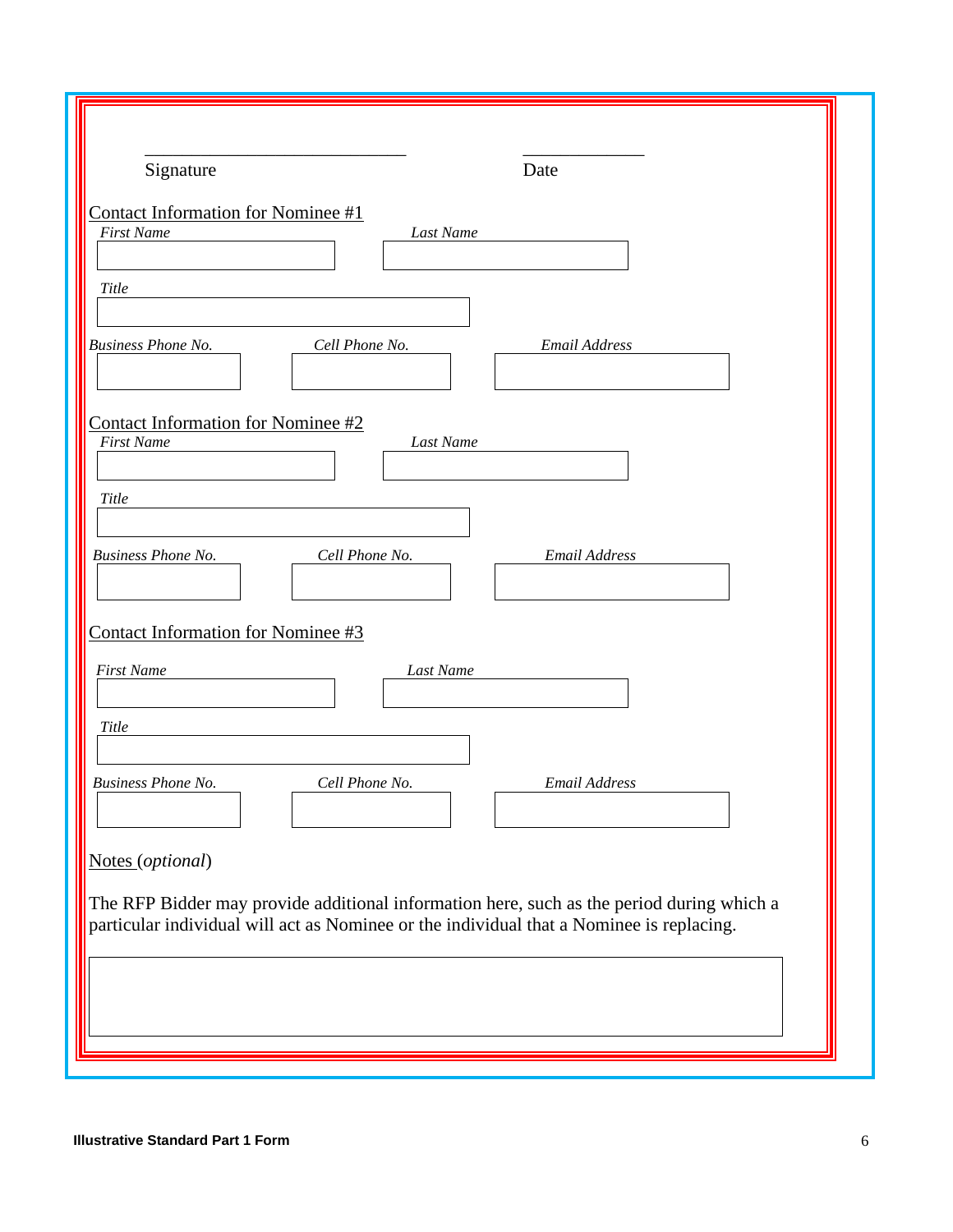______________________________ &nbsp;&nbsp;&nbsp;&nbsp;&nbsp;&nbsp;&nbsp;&nbsp;&nbsp;&nbsp;&nbsp;&nbsp;&nbsp;&nbsp; ______________

Signature &nbsp;&nbsp;&nbsp;&nbsp;&nbsp;&nbsp;&nbsp;&nbsp;&nbsp;&nbsp;&nbsp;&nbsp;&nbsp;&nbsp;&nbsp;&nbsp;&nbsp;&nbsp;&nbsp;&nbsp;&nbsp;&nbsp;&nbsp;&nbsp;&nbsp;&nbsp;&nbsp;&nbsp;&nbsp;&nbsp;&nbsp;&nbsp;&nbsp;&nbsp;&nbsp;&nbsp;&nbsp;&nbsp; Date

Contact Information for Nominee #1

| *First Name* | *Last Name* |
|---|---|
| | |

| *Title* |
|---|
| |

| *Business Phone No.* | *Cell Phone No.* | *Email Address* |
|---|---|---|
| | | |

Contact Information for Nominee #2

| *First Name* | *Last Name* |
|---|---|
| | |

| *Title* |
|---|
| |

| *Business Phone No.* | *Cell Phone No.* | *Email Address* |
|---|---|---|
| | | |

Contact Information for Nominee #3

| *First Name* | *Last Name* |
|---|---|
| | |

| *Title* |
|---|
| |

| *Business Phone No.* | *Cell Phone No.* | *Email Address* |
|---|---|---|
| | | |

Notes (*optional*)

The RFP Bidder may provide additional information here, such as the period during which a particular individual will act as Nominee or the individual that a Nominee is replacing.

| |
|---|
| |

**Illustrative Standard Part 1 Form**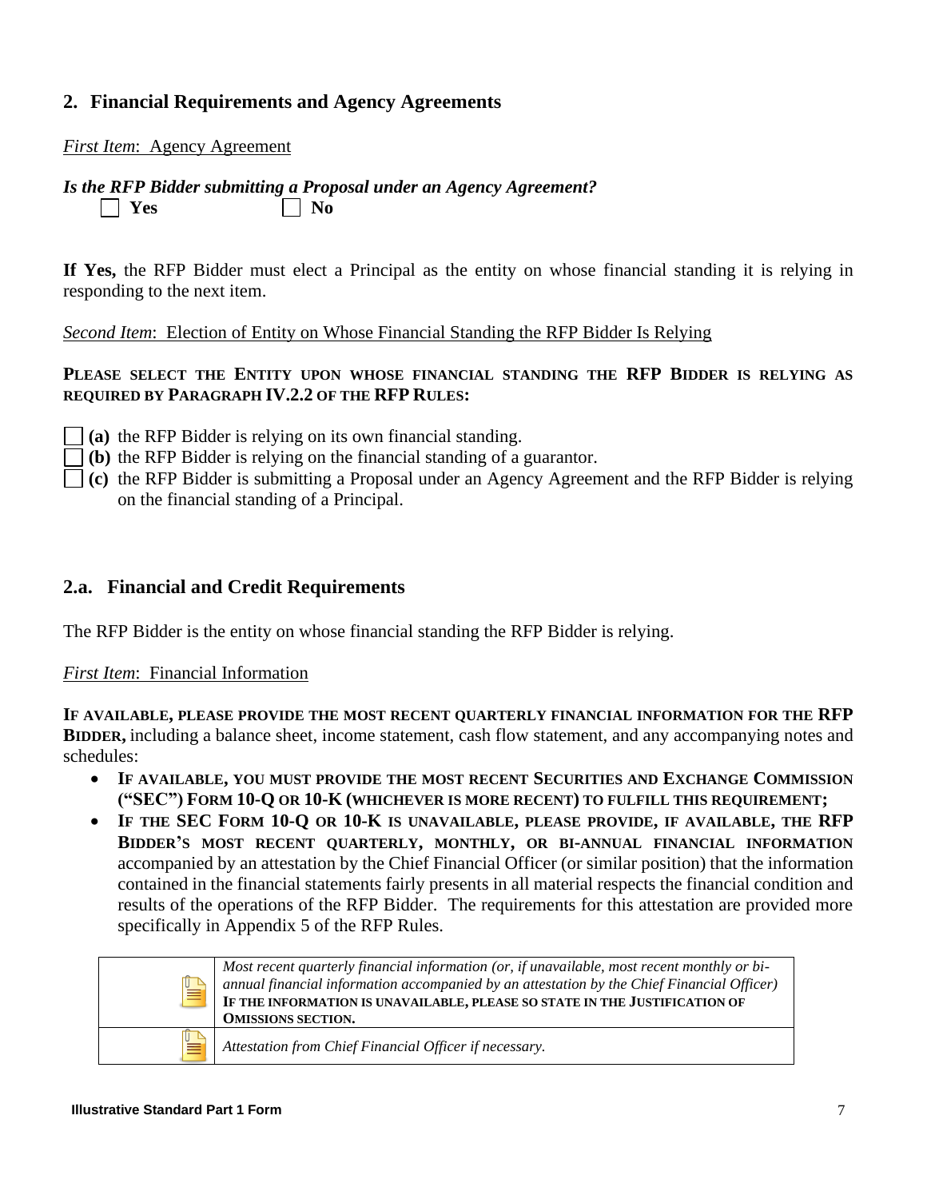## 2. Financial Requirements and Agency Agreements

*First Item*: Agency Agreement

***Is the RFP Bidder submitting a Proposal under an Agency Agreement?***

☐ **Yes** ☐ **No**

**If Yes,** the RFP Bidder must elect a Principal as the entity on whose financial standing it is relying in responding to the next item.

*Second Item*: Election of Entity on Whose Financial Standing the RFP Bidder Is Relying

**PLEASE SELECT THE ENTITY UPON WHOSE FINANCIAL STANDING THE RFP BIDDER IS RELYING AS REQUIRED BY PARAGRAPH IV.2.2 OF THE RFP RULES:**

☐ **(a)** the RFP Bidder is relying on its own financial standing.

☐ **(b)** the RFP Bidder is relying on the financial standing of a guarantor.

☐ **(c)** the RFP Bidder is submitting a Proposal under an Agency Agreement and the RFP Bidder is relying on the financial standing of a Principal.

## 2.a. Financial and Credit Requirements

The RFP Bidder is the entity on whose financial standing the RFP Bidder is relying.

*First Item*: Financial Information

**IF AVAILABLE, PLEASE PROVIDE THE MOST RECENT QUARTERLY FINANCIAL INFORMATION FOR THE RFP BIDDER,** including a balance sheet, income statement, cash flow statement, and any accompanying notes and schedules:

- **IF AVAILABLE, YOU MUST PROVIDE THE MOST RECENT SECURITIES AND EXCHANGE COMMISSION ("SEC") FORM 10-Q OR 10-K (WHICHEVER IS MORE RECENT) TO FULFILL THIS REQUIREMENT;**
- **IF THE SEC FORM 10-Q OR 10-K IS UNAVAILABLE, PLEASE PROVIDE, IF AVAILABLE, THE RFP BIDDER'S MOST RECENT QUARTERLY, MONTHLY, OR BI-ANNUAL FINANCIAL INFORMATION** accompanied by an attestation by the Chief Financial Officer (or similar position) that the information contained in the financial statements fairly presents in all material respects the financial condition and results of the operations of the RFP Bidder. The requirements for this attestation are provided more specifically in Appendix 5 of the RFP Rules.

| | |
|---|---|
| | *Most recent quarterly financial information (or, if unavailable, most recent monthly or bi-annual financial information accompanied by an attestation by the Chief Financial Officer)* **IF THE INFORMATION IS UNAVAILABLE, PLEASE SO STATE IN THE JUSTIFICATION OF OMISSIONS SECTION.** |
| | *Attestation from Chief Financial Officer if necessary.* |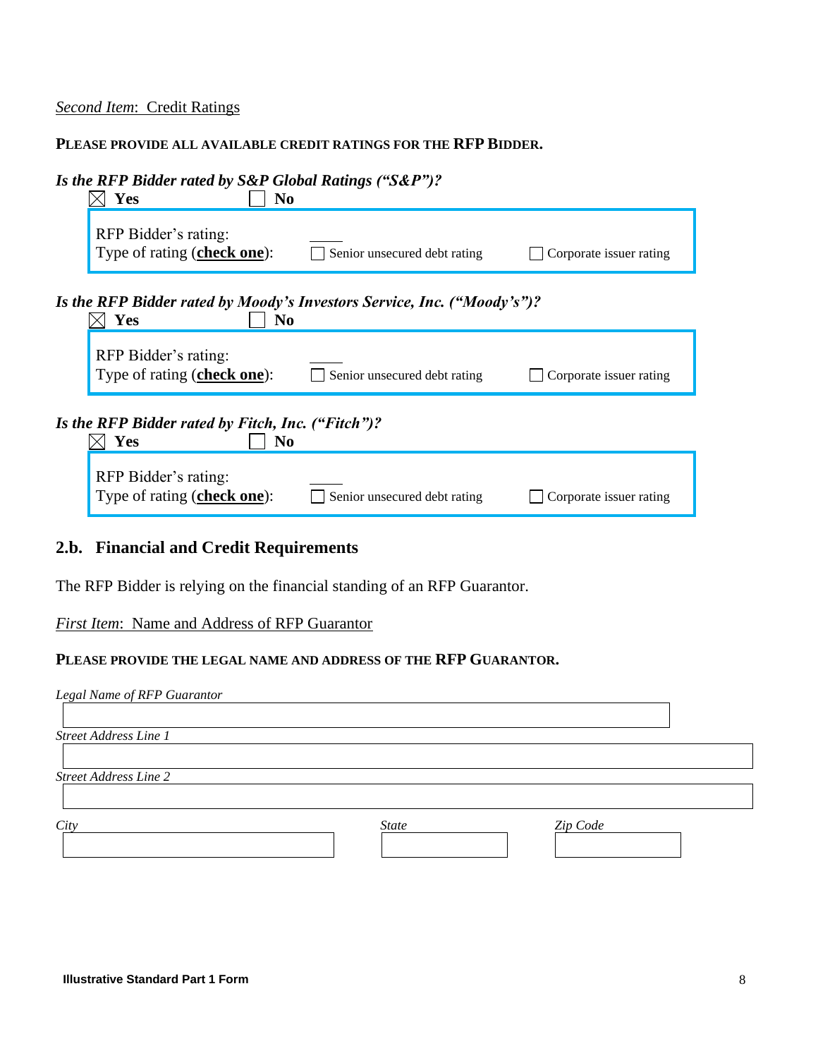*Second Item*: Credit Ratings

**PLEASE PROVIDE ALL AVAILABLE CREDIT RATINGS FOR THE RFP BIDDER.**

***Is the RFP Bidder rated by S&P Global Ratings ("S&P")?***

☒ **Yes** ☐ **No**

RFP Bidder's rating: \_\_\_\_\_

Type of rating (**check one**): ☐ Senior unsecured debt rating ☐ Corporate issuer rating

***Is the RFP Bidder rated by Moody's Investors Service, Inc. ("Moody's")?***

☒ **Yes** ☐ **No**

RFP Bidder's rating: \_\_\_\_\_

Type of rating (**check one**): ☐ Senior unsecured debt rating ☐ Corporate issuer rating

***Is the RFP Bidder rated by Fitch, Inc. ("Fitch")?***

☒ **Yes** ☐ **No**

RFP Bidder's rating: \_\_\_\_\_

Type of rating (**check one**): ☐ Senior unsecured debt rating ☐ Corporate issuer rating

## 2.b. Financial and Credit Requirements

The RFP Bidder is relying on the financial standing of an RFP Guarantor.

*First Item*: Name and Address of RFP Guarantor

**PLEASE PROVIDE THE LEGAL NAME AND ADDRESS OF THE RFP GUARANTOR.**

*Legal Name of RFP Guarantor*

*Street Address Line 1*

*Street Address Line 2*

*City* *State* *Zip Code*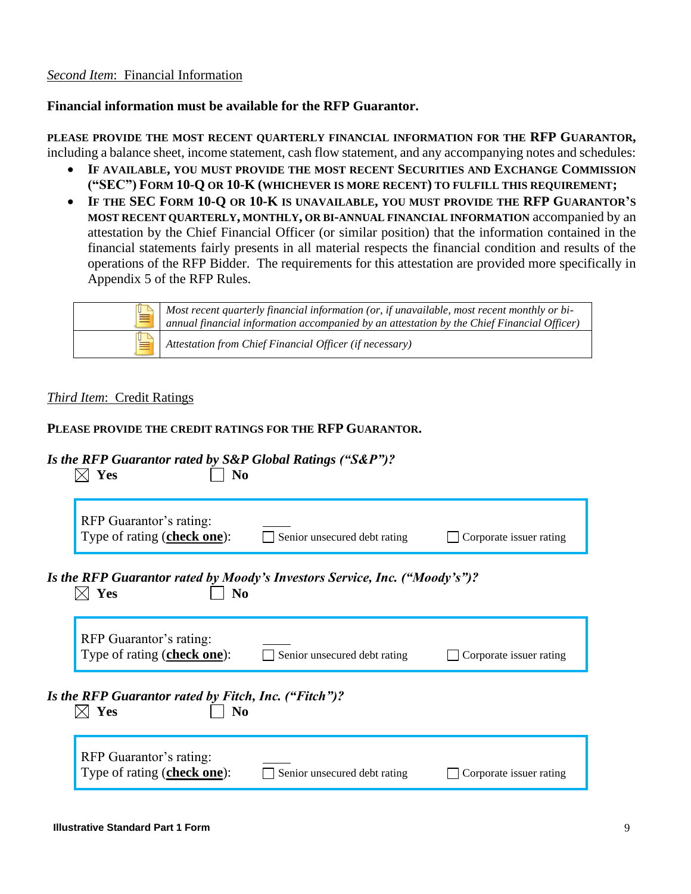*Second Item*: Financial Information

**Financial information must be available for the RFP Guarantor.**

**PLEASE PROVIDE THE MOST RECENT QUARTERLY FINANCIAL INFORMATION FOR THE RFP GUARANTOR,** including a balance sheet, income statement, cash flow statement, and any accompanying notes and schedules:

- **IF AVAILABLE, YOU MUST PROVIDE THE MOST RECENT SECURITIES AND EXCHANGE COMMISSION ("SEC") FORM 10-Q OR 10-K (WHICHEVER IS MORE RECENT) TO FULFILL THIS REQUIREMENT;**
- **IF THE SEC FORM 10-Q OR 10-K IS UNAVAILABLE, YOU MUST PROVIDE THE RFP GUARANTOR'S MOST RECENT QUARTERLY, MONTHLY, OR BI-ANNUAL FINANCIAL INFORMATION** accompanied by an attestation by the Chief Financial Officer (or similar position) that the information contained in the financial statements fairly presents in all material respects the financial condition and results of the operations of the RFP Bidder. The requirements for this attestation are provided more specifically in Appendix 5 of the RFP Rules.

| | |
|---|---|
| | *Most recent quarterly financial information (or, if unavailable, most recent monthly or bi-annual financial information accompanied by an attestation by the Chief Financial Officer)* |
| | *Attestation from Chief Financial Officer (if necessary)* |

*Third Item*: Credit Ratings

**PLEASE PROVIDE THE CREDIT RATINGS FOR THE RFP GUARANTOR.**

***Is the RFP Guarantor rated by S&P Global Ratings ("S&P")?***

☒ **Yes** ☐ **No**

RFP Guarantor's rating: _____

Type of rating (**check one**): ☐ Senior unsecured debt rating ☐ Corporate issuer rating

***Is the RFP Guarantor rated by Moody's Investors Service, Inc. ("Moody's")?***

☒ **Yes** ☐ **No**

RFP Guarantor's rating: _____

Type of rating (**check one**): ☐ Senior unsecured debt rating ☐ Corporate issuer rating

***Is the RFP Guarantor rated by Fitch, Inc. ("Fitch")?***

☒ **Yes** ☐ **No**

RFP Guarantor's rating: _____

Type of rating (**check one**): ☐ Senior unsecured debt rating ☐ Corporate issuer rating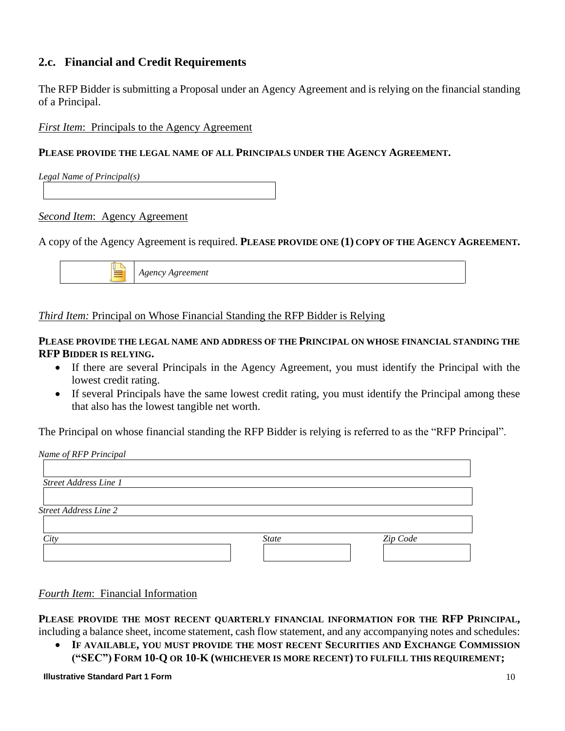## 2.c. Financial and Credit Requirements

The RFP Bidder is submitting a Proposal under an Agency Agreement and is relying on the financial standing of a Principal.

*First Item*: Principals to the Agency Agreement

**PLEASE PROVIDE THE LEGAL NAME OF ALL PRINCIPALS UNDER THE AGENCY AGREEMENT.**

*Legal Name of Principal(s)*

| |
|---|
| |

*Second Item*: Agency Agreement

A copy of the Agency Agreement is required. **PLEASE PROVIDE ONE (1) COPY OF THE AGENCY AGREEMENT.**

| | *Agency Agreement* |
|---|---|

*Third Item:* Principal on Whose Financial Standing the RFP Bidder is Relying

**PLEASE PROVIDE THE LEGAL NAME AND ADDRESS OF THE PRINCIPAL ON WHOSE FINANCIAL STANDING THE RFP BIDDER IS RELYING.**

- If there are several Principals in the Agency Agreement, you must identify the Principal with the lowest credit rating.
- If several Principals have the same lowest credit rating, you must identify the Principal among these that also has the lowest tangible net worth.

The Principal on whose financial standing the RFP Bidder is relying is referred to as the "RFP Principal".

*Name of RFP Principal*

| |
|---|
| |

*Street Address Line 1*

| |
|---|
| |

*Street Address Line 2*

| |
|---|
| |

| *City* | *State* | *Zip Code* |
|---|---|---|
| | | |

*Fourth Item*: Financial Information

**PLEASE PROVIDE THE MOST RECENT QUARTERLY FINANCIAL INFORMATION FOR THE RFP PRINCIPAL,** including a balance sheet, income statement, cash flow statement, and any accompanying notes and schedules:

- **IF AVAILABLE, YOU MUST PROVIDE THE MOST RECENT SECURITIES AND EXCHANGE COMMISSION ("SEC") FORM 10-Q OR 10-K (WHICHEVER IS MORE RECENT) TO FULFILL THIS REQUIREMENT;**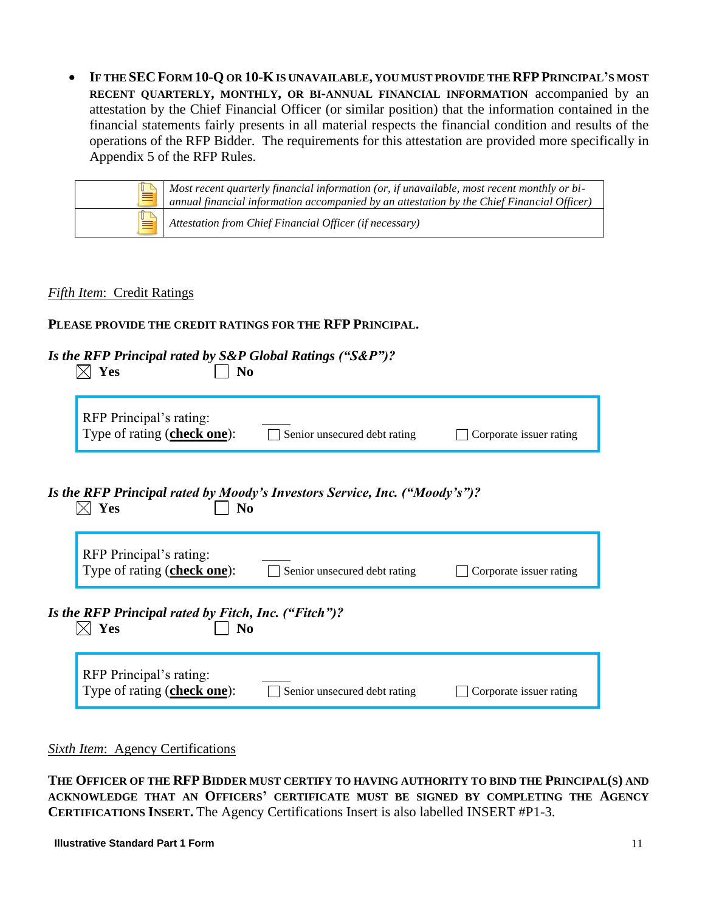- **IF THE SEC FORM 10-Q OR 10-K IS UNAVAILABLE, YOU MUST PROVIDE THE RFP PRINCIPAL'S MOST RECENT QUARTERLY, MONTHLY, OR BI-ANNUAL FINANCIAL INFORMATION** accompanied by an attestation by the Chief Financial Officer (or similar position) that the information contained in the financial statements fairly presents in all material respects the financial condition and results of the operations of the RFP Bidder. The requirements for this attestation are provided more specifically in Appendix 5 of the RFP Rules.

| | |
|---|---|
| | *Most recent quarterly financial information (or, if unavailable, most recent monthly or bi-annual financial information accompanied by an attestation by the Chief Financial Officer)* |
| | *Attestation from Chief Financial Officer (if necessary)* |

*Fifth Item*: Credit Ratings

**PLEASE PROVIDE THE CREDIT RATINGS FOR THE RFP PRINCIPAL.**

***Is the RFP Principal rated by S&P Global Ratings ("S&P")?***

☒ **Yes** ☐ **No**

RFP Principal's rating: \_\_\_\_

Type of rating (**check one**): ☐ Senior unsecured debt rating ☐ Corporate issuer rating

***Is the RFP Principal rated by Moody's Investors Service, Inc. ("Moody's")?***

☒ **Yes** ☐ **No**

RFP Principal's rating: \_\_\_\_

Type of rating (**check one**): ☐ Senior unsecured debt rating ☐ Corporate issuer rating

***Is the RFP Principal rated by Fitch, Inc. ("Fitch")?***

☒ **Yes** ☐ **No**

RFP Principal's rating: \_\_\_\_

Type of rating (**check one**): ☐ Senior unsecured debt rating ☐ Corporate issuer rating

*Sixth Item*: Agency Certifications

**THE OFFICER OF THE RFP BIDDER MUST CERTIFY TO HAVING AUTHORITY TO BIND THE PRINCIPAL(S) AND ACKNOWLEDGE THAT AN OFFICERS' CERTIFICATE MUST BE SIGNED BY COMPLETING THE AGENCY CERTIFICATIONS INSERT.** The Agency Certifications Insert is also labelled INSERT #P1-3.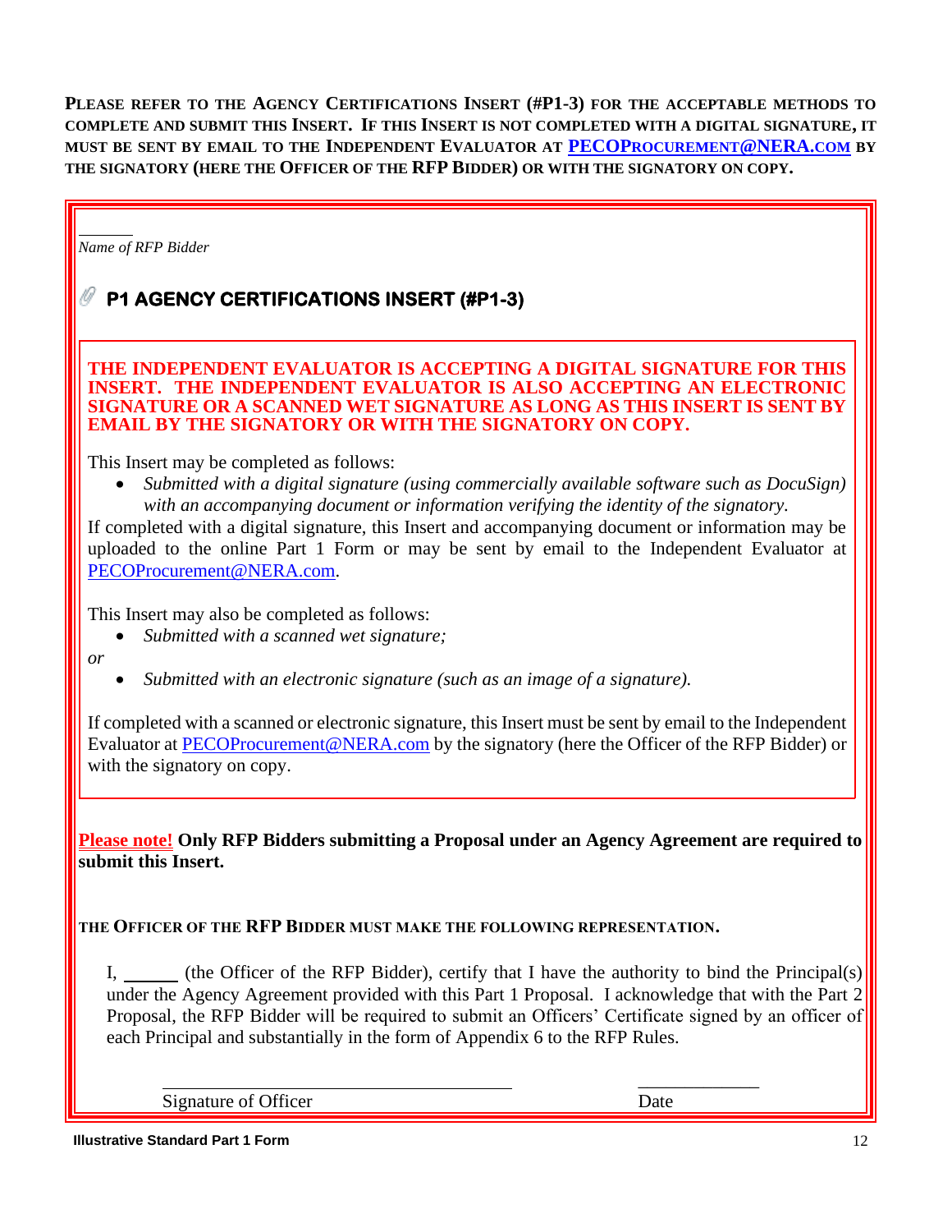**PLEASE REFER TO THE AGENCY CERTIFICATIONS INSERT (#P1-3) FOR THE ACCEPTABLE METHODS TO COMPLETE AND SUBMIT THIS INSERT. IF THIS INSERT IS NOT COMPLETED WITH A DIGITAL SIGNATURE, IT MUST BE SENT BY EMAIL TO THE INDEPENDENT EVALUATOR AT [PECOPROCUREMENT@NERA.COM](mailto:PECOProcurement@NERA.com) BY THE SIGNATORY (HERE THE OFFICER OF THE RFP BIDDER) OR WITH THE SIGNATORY ON COPY.**

______

*Name of RFP Bidder*

## P1 AGENCY CERTIFICATIONS INSERT (#P1-3)

**THE INDEPENDENT EVALUATOR IS ACCEPTING A DIGITAL SIGNATURE FOR THIS INSERT. THE INDEPENDENT EVALUATOR IS ALSO ACCEPTING AN ELECTRONIC SIGNATURE OR A SCANNED WET SIGNATURE AS LONG AS THIS INSERT IS SENT BY EMAIL BY THE SIGNATORY OR WITH THE SIGNATORY ON COPY.**

This Insert may be completed as follows:

- *Submitted with a digital signature (using commercially available software such as DocuSign) with an accompanying document or information verifying the identity of the signatory.*

If completed with a digital signature, this Insert and accompanying document or information may be uploaded to the online Part 1 Form or may be sent by email to the Independent Evaluator at [PECOProcurement@NERA.com](mailto:PECOProcurement@NERA.com).

This Insert may also be completed as follows:

- *Submitted with a scanned wet signature;*

*or*

- *Submitted with an electronic signature (such as an image of a signature).*

If completed with a scanned or electronic signature, this Insert must be sent by email to the Independent Evaluator at [PECOProcurement@NERA.com](mailto:PECOProcurement@NERA.com) by the signatory (here the Officer of the RFP Bidder) or with the signatory on copy.

**Please note! Only RFP Bidders submitting a Proposal under an Agency Agreement are required to submit this Insert.**

**THE OFFICER OF THE RFP BIDDER MUST MAKE THE FOLLOWING REPRESENTATION.**

I, ______ (the Officer of the RFP Bidder), certify that I have the authority to bind the Principal(s) under the Agency Agreement provided with this Part 1 Proposal. I acknowledge that with the Part 2 Proposal, the RFP Bidder will be required to submit an Officers' Certificate signed by an officer of each Principal and substantially in the form of Appendix 6 to the RFP Rules.

______________________________ ______________

Signature of Officer Date

Illustrative Standard Part 1 Form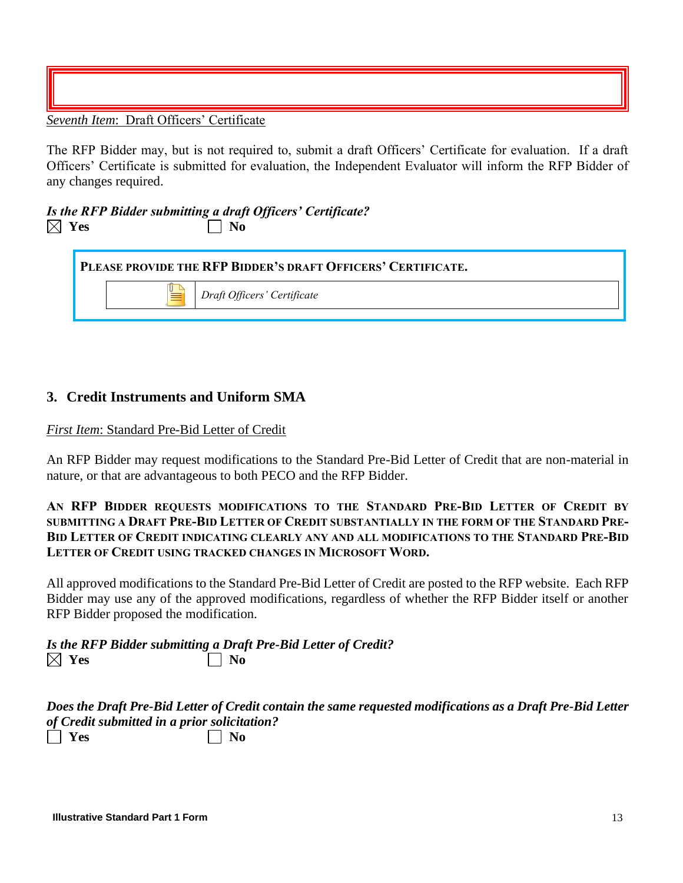*Seventh Item*: Draft Officers' Certificate

The RFP Bidder may, but is not required to, submit a draft Officers' Certificate for evaluation. If a draft Officers' Certificate is submitted for evaluation, the Independent Evaluator will inform the RFP Bidder of any changes required.

***Is the RFP Bidder submitting a draft Officers' Certificate?***

☒ **Yes** ☐ **No**

| **PLEASE PROVIDE THE RFP BIDDER'S DRAFT OFFICERS' CERTIFICATE.** | |
|---|---|
| | *Draft Officers' Certificate* |

## 3. Credit Instruments and Uniform SMA

*First Item*: Standard Pre-Bid Letter of Credit

An RFP Bidder may request modifications to the Standard Pre-Bid Letter of Credit that are non-material in nature, or that are advantageous to both PECO and the RFP Bidder.

**AN RFP BIDDER REQUESTS MODIFICATIONS TO THE STANDARD PRE-BID LETTER OF CREDIT BY SUBMITTING A DRAFT PRE-BID LETTER OF CREDIT SUBSTANTIALLY IN THE FORM OF THE STANDARD PRE-BID LETTER OF CREDIT INDICATING CLEARLY ANY AND ALL MODIFICATIONS TO THE STANDARD PRE-BID LETTER OF CREDIT USING TRACKED CHANGES IN MICROSOFT WORD.**

All approved modifications to the Standard Pre-Bid Letter of Credit are posted to the RFP website. Each RFP Bidder may use any of the approved modifications, regardless of whether the RFP Bidder itself or another RFP Bidder proposed the modification.

***Is the RFP Bidder submitting a Draft Pre-Bid Letter of Credit?***

☒ **Yes** ☐ **No**

***Does the Draft Pre-Bid Letter of Credit contain the same requested modifications as a Draft Pre-Bid Letter of Credit submitted in a prior solicitation?***

☐ **Yes** ☐ **No**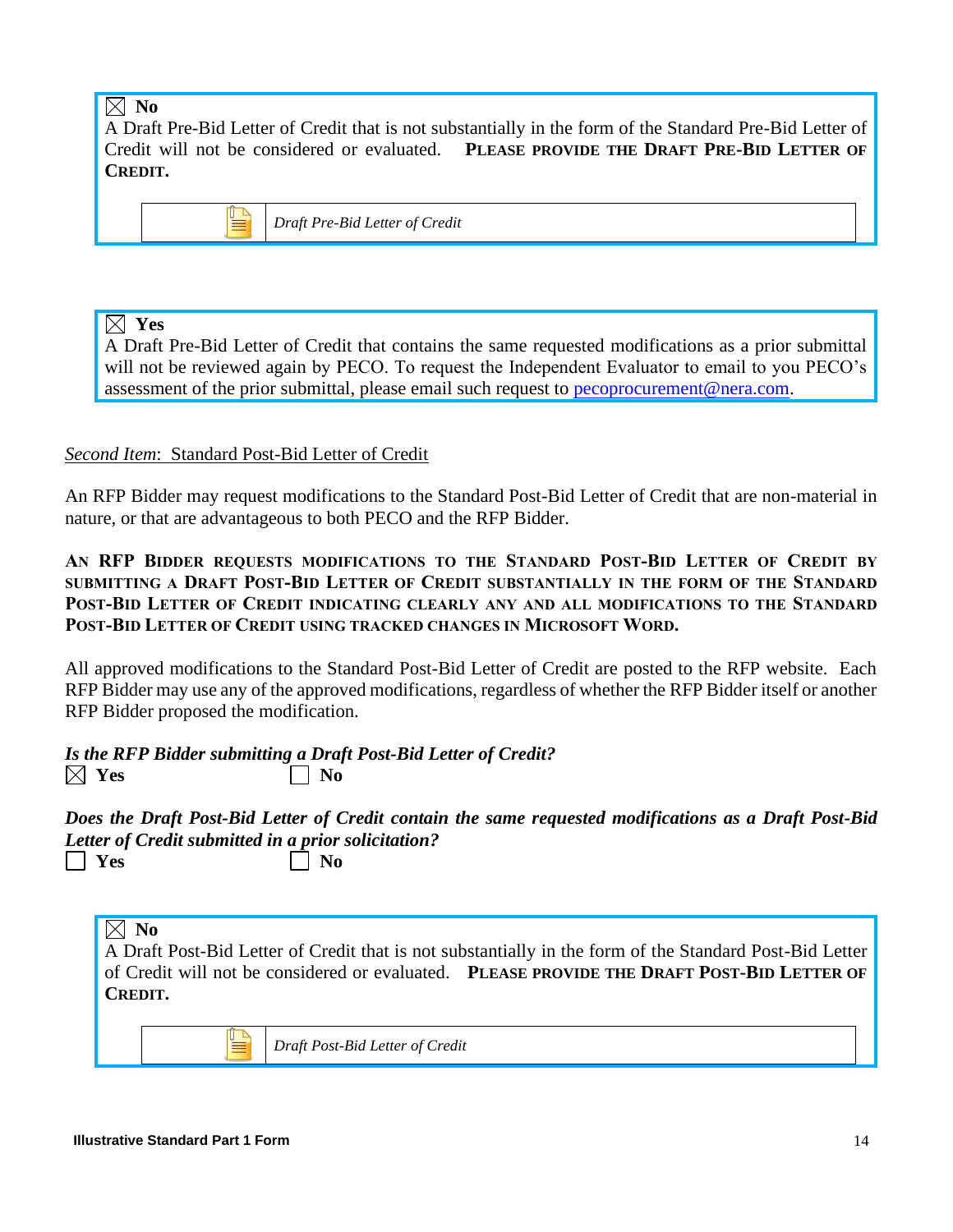☒ **No**
A Draft Pre-Bid Letter of Credit that is not substantially in the form of the Standard Pre-Bid Letter of Credit will not be considered or evaluated. **PLEASE PROVIDE THE DRAFT PRE-BID LETTER OF CREDIT.**

| | *Draft Pre-Bid Letter of Credit* |
|---|---|

☒ **Yes**
A Draft Pre-Bid Letter of Credit that contains the same requested modifications as a prior submittal will not be reviewed again by PECO. To request the Independent Evaluator to email to you PECO's assessment of the prior submittal, please email such request to pecoprocurement@nera.com.

<u>*Second Item*: Standard Post-Bid Letter of Credit</u>

An RFP Bidder may request modifications to the Standard Post-Bid Letter of Credit that are non-material in nature, or that are advantageous to both PECO and the RFP Bidder.

**AN RFP BIDDER REQUESTS MODIFICATIONS TO THE STANDARD POST-BID LETTER OF CREDIT BY SUBMITTING A DRAFT POST-BID LETTER OF CREDIT SUBSTANTIALLY IN THE FORM OF THE STANDARD POST-BID LETTER OF CREDIT INDICATING CLEARLY ANY AND ALL MODIFICATIONS TO THE STANDARD POST-BID LETTER OF CREDIT USING TRACKED CHANGES IN MICROSOFT WORD.**

All approved modifications to the Standard Post-Bid Letter of Credit are posted to the RFP website. Each RFP Bidder may use any of the approved modifications, regardless of whether the RFP Bidder itself or another RFP Bidder proposed the modification.

***Is the RFP Bidder submitting a Draft Post-Bid Letter of Credit?***
☒ **Yes** ☐ **No**

***Does the Draft Post-Bid Letter of Credit contain the same requested modifications as a Draft Post-Bid Letter of Credit submitted in a prior solicitation?***
☐ **Yes** ☐ **No**

☒ **No**
A Draft Post-Bid Letter of Credit that is not substantially in the form of the Standard Post-Bid Letter of Credit will not be considered or evaluated. **PLEASE PROVIDE THE DRAFT POST-BID LETTER OF CREDIT.**

| | *Draft Post-Bid Letter of Credit* |
|---|---|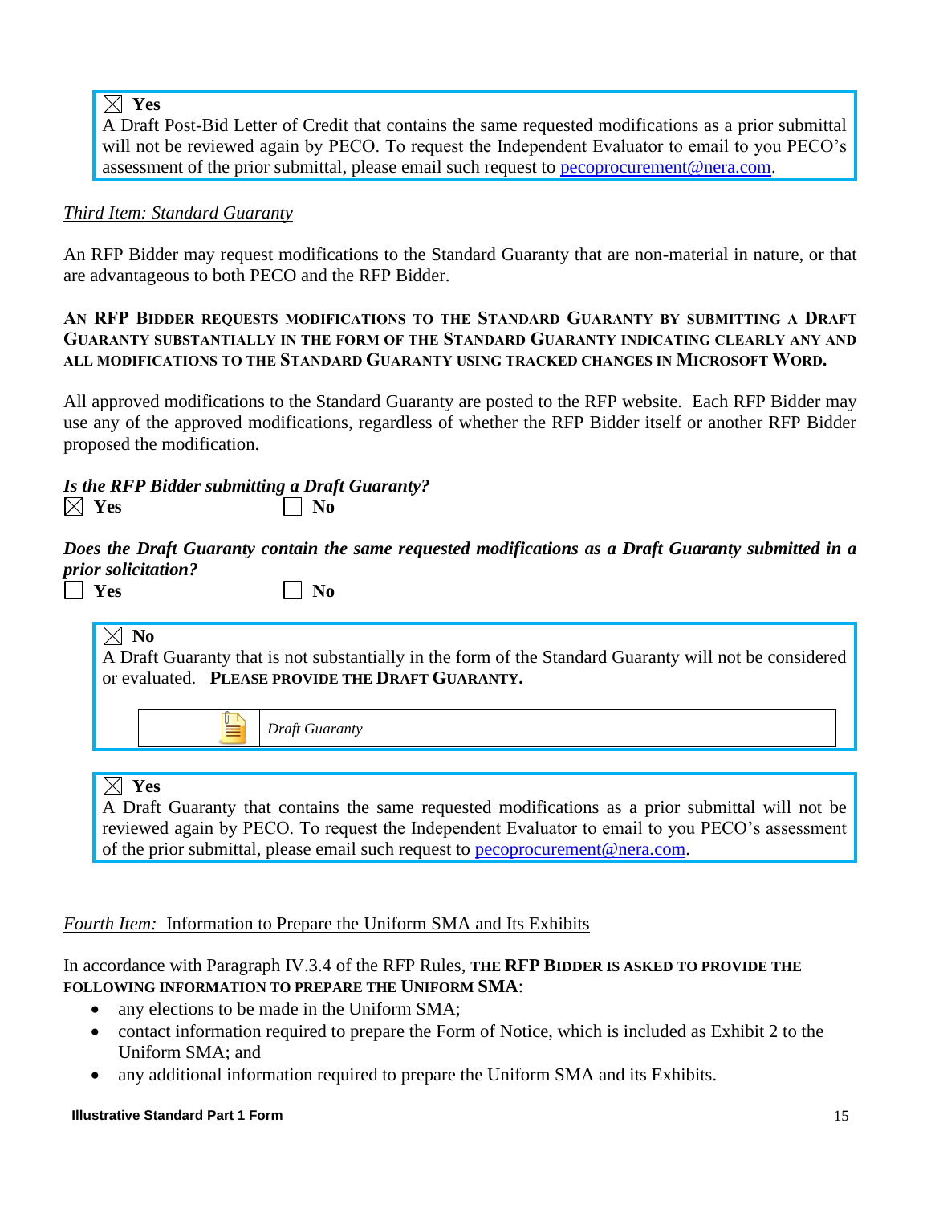☒ **Yes**
A Draft Post-Bid Letter of Credit that contains the same requested modifications as a prior submittal will not be reviewed again by PECO. To request the Independent Evaluator to email to you PECO's assessment of the prior submittal, please email such request to pecoprocurement@nera.com.

*Third Item: Standard Guaranty*

An RFP Bidder may request modifications to the Standard Guaranty that are non-material in nature, or that are advantageous to both PECO and the RFP Bidder.

**AN RFP BIDDER REQUESTS MODIFICATIONS TO THE STANDARD GUARANTY BY SUBMITTING A DRAFT GUARANTY SUBSTANTIALLY IN THE FORM OF THE STANDARD GUARANTY INDICATING CLEARLY ANY AND ALL MODIFICATIONS TO THE STANDARD GUARANTY USING TRACKED CHANGES IN MICROSOFT WORD.**

All approved modifications to the Standard Guaranty are posted to the RFP website. Each RFP Bidder may use any of the approved modifications, regardless of whether the RFP Bidder itself or another RFP Bidder proposed the modification.

***Is the RFP Bidder submitting a Draft Guaranty?***
☒ **Yes** ☐ **No**

***Does the Draft Guaranty contain the same requested modifications as a Draft Guaranty submitted in a prior solicitation?***
☐ **Yes** ☐ **No**

☒ **No**
A Draft Guaranty that is not substantially in the form of the Standard Guaranty will not be considered or evaluated. **PLEASE PROVIDE THE DRAFT GUARANTY.**

| | *Draft Guaranty* |
|---|---|

☒ **Yes**
A Draft Guaranty that contains the same requested modifications as a prior submittal will not be reviewed again by PECO. To request the Independent Evaluator to email to you PECO's assessment of the prior submittal, please email such request to pecoprocurement@nera.com.

*Fourth Item:* Information to Prepare the Uniform SMA and Its Exhibits

In accordance with Paragraph IV.3.4 of the RFP Rules, **THE RFP BIDDER IS ASKED TO PROVIDE THE FOLLOWING INFORMATION TO PREPARE THE UNIFORM SMA**:

- any elections to be made in the Uniform SMA;
- contact information required to prepare the Form of Notice, which is included as Exhibit 2 to the Uniform SMA; and
- any additional information required to prepare the Uniform SMA and its Exhibits.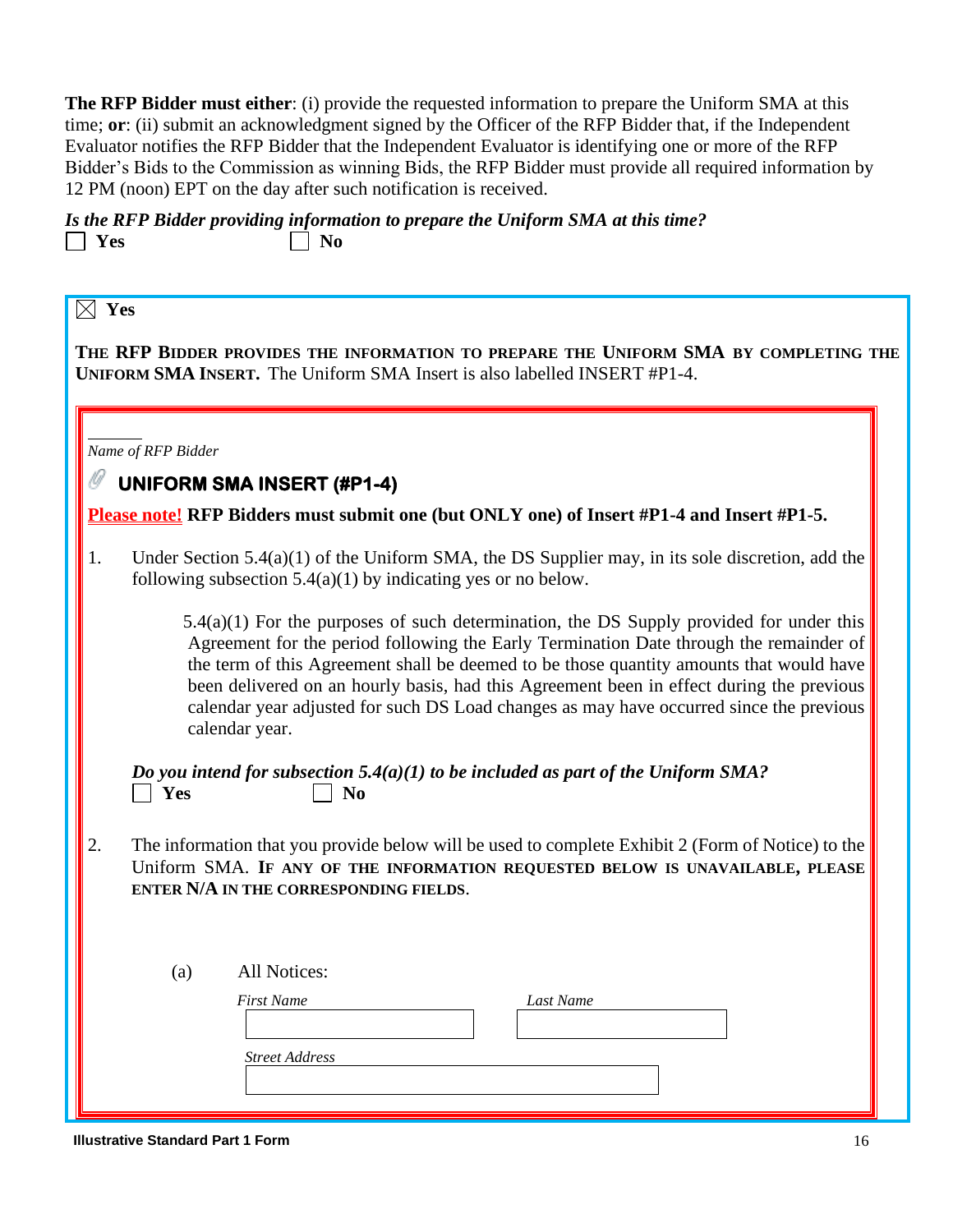**The RFP Bidder must either**: (i) provide the requested information to prepare the Uniform SMA at this time; **or**: (ii) submit an acknowledgment signed by the Officer of the RFP Bidder that, if the Independent Evaluator notifies the RFP Bidder that the Independent Evaluator is identifying one or more of the RFP Bidder's Bids to the Commission as winning Bids, the RFP Bidder must provide all required information by 12 PM (noon) EPT on the day after such notification is received.

***Is the RFP Bidder providing information to prepare the Uniform SMA at this time?***

☐ **Yes** ☐ **No**

---

☒ **Yes**

**THE RFP BIDDER PROVIDES THE INFORMATION TO PREPARE THE UNIFORM SMA BY COMPLETING THE UNIFORM SMA INSERT.** The Uniform SMA Insert is also labelled INSERT #P1-4.

---

______

*Name of RFP Bidder*

## UNIFORM SMA INSERT (#P1-4)

**Please note! RFP Bidders must submit one (but ONLY one) of Insert #P1-4 and Insert #P1-5.**

1. Under Section 5.4(a)(1) of the Uniform SMA, the DS Supplier may, in its sole discretion, add the following subsection 5.4(a)(1) by indicating yes or no below.

   > 5.4(a)(1) For the purposes of such determination, the DS Supply provided for under this Agreement for the period following the Early Termination Date through the remainder of the term of this Agreement shall be deemed to be those quantity amounts that would have been delivered on an hourly basis, had this Agreement been in effect during the previous calendar year adjusted for such DS Load changes as may have occurred since the previous calendar year.

   ***Do you intend for subsection 5.4(a)(1) to be included as part of the Uniform SMA?***

   ☐ **Yes** ☐ **No**

2. The information that you provide below will be used to complete Exhibit 2 (Form of Notice) to the Uniform SMA. **IF ANY OF THE INFORMATION REQUESTED BELOW IS UNAVAILABLE, PLEASE ENTER N/A IN THE CORRESPONDING FIELDS**.

   (a) All Notices:

   *First Name* ____________ *Last Name* ____________

   *Street Address* ____________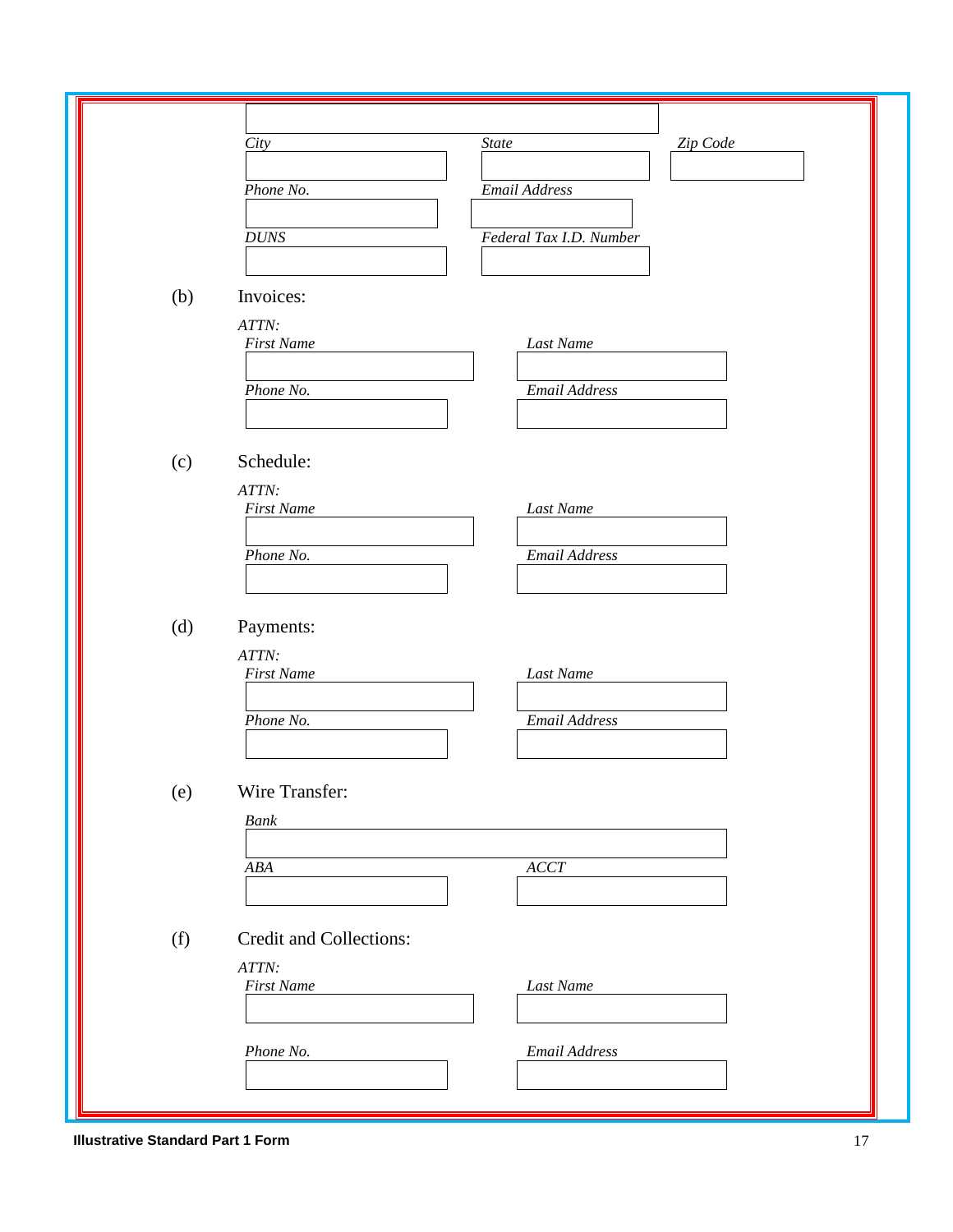*City* *State* *Zip Code*

*Phone No.* *Email Address*

*DUNS* *Federal Tax I.D. Number*

(b) Invoices:

*ATTN:*

*First Name* *Last Name*

*Phone No.* *Email Address*

(c) Schedule:

*ATTN:*

*First Name* *Last Name*

*Phone No.* *Email Address*

(d) Payments:

*ATTN:*

*First Name* *Last Name*

*Phone No.* *Email Address*

(e) Wire Transfer:

*Bank*

*ABA* *ACCT*

(f) Credit and Collections:

*ATTN:*

*First Name* *Last Name*

*Phone No.* *Email Address*

**Illustrative Standard Part 1 Form**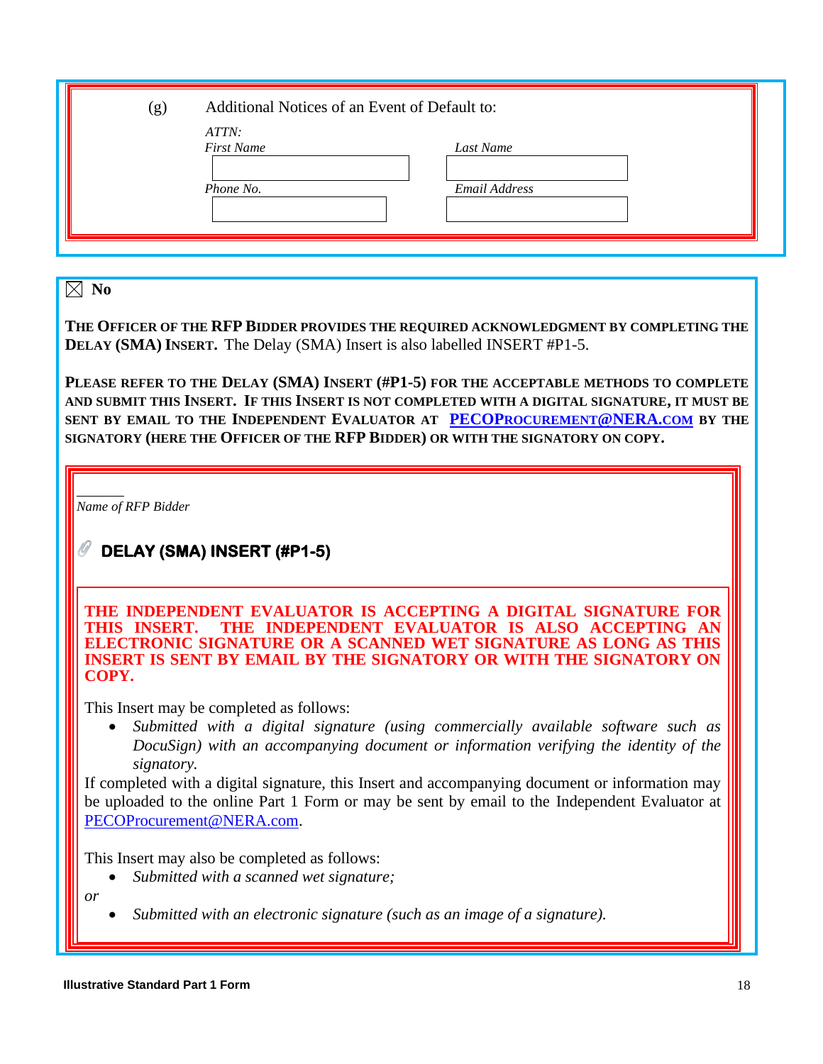(g) Additional Notices of an Event of Default to:

*ATTN:*

| *First Name* | *Last Name* |
|---|---|
| | |
| *Phone No.* | *Email Address* |
| | |

☒ **No**

**THE OFFICER OF THE RFP BIDDER PROVIDES THE REQUIRED ACKNOWLEDGMENT BY COMPLETING THE DELAY (SMA) INSERT.** The Delay (SMA) Insert is also labelled INSERT #P1-5.

**PLEASE REFER TO THE DELAY (SMA) INSERT (#P1-5) FOR THE ACCEPTABLE METHODS TO COMPLETE AND SUBMIT THIS INSERT. IF THIS INSERT IS NOT COMPLETED WITH A DIGITAL SIGNATURE, IT MUST BE SENT BY EMAIL TO THE INDEPENDENT EVALUATOR AT [PECOPROCUREMENT@NERA.COM](mailto:PECOProcurement@NERA.com) BY THE SIGNATORY (HERE THE OFFICER OF THE RFP BIDDER) OR WITH THE SIGNATORY ON COPY.**

_______

*Name of RFP Bidder*

### DELAY (SMA) INSERT (#P1-5)

**THE INDEPENDENT EVALUATOR IS ACCEPTING A DIGITAL SIGNATURE FOR THIS INSERT. THE INDEPENDENT EVALUATOR IS ALSO ACCEPTING AN ELECTRONIC SIGNATURE OR A SCANNED WET SIGNATURE AS LONG AS THIS INSERT IS SENT BY EMAIL BY THE SIGNATORY OR WITH THE SIGNATORY ON COPY.**

This Insert may be completed as follows:

- *Submitted with a digital signature (using commercially available software such as DocuSign) with an accompanying document or information verifying the identity of the signatory.*

If completed with a digital signature, this Insert and accompanying document or information may be uploaded to the online Part 1 Form or may be sent by email to the Independent Evaluator at [PECOProcurement@NERA.com](mailto:PECOProcurement@NERA.com).

This Insert may also be completed as follows:

- *Submitted with a scanned wet signature;*

*or*

- *Submitted with an electronic signature (such as an image of a signature).*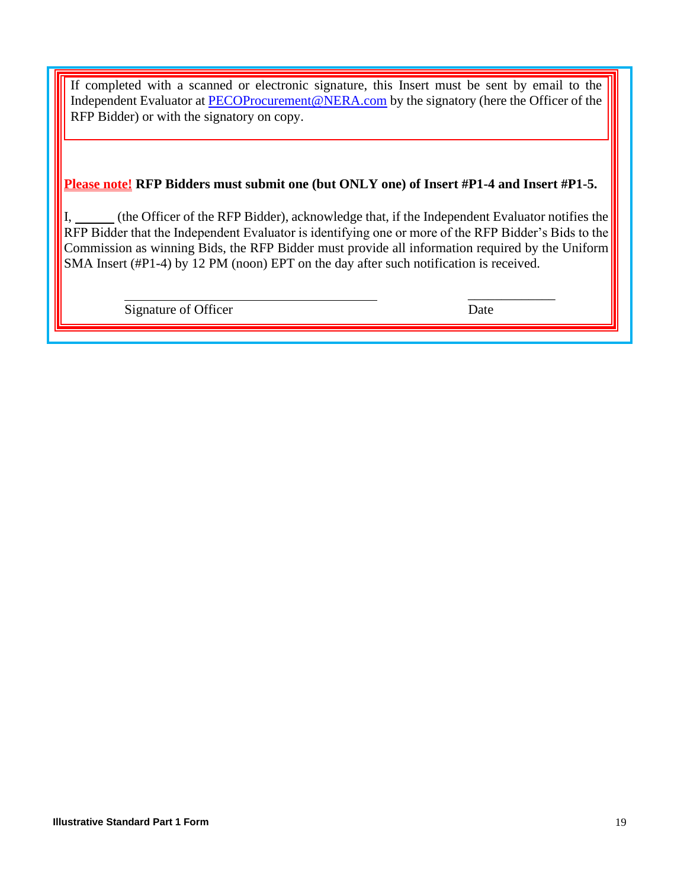If completed with a scanned or electronic signature, this Insert must be sent by email to the Independent Evaluator at PECOProcurement@NERA.com by the signatory (here the Officer of the RFP Bidder) or with the signatory on copy.

**Please note! RFP Bidders must submit one (but ONLY one) of Insert #P1-4 and Insert #P1-5.**

I, ______ (the Officer of the RFP Bidder), acknowledge that, if the Independent Evaluator notifies the RFP Bidder that the Independent Evaluator is identifying one or more of the RFP Bidder's Bids to the Commission as winning Bids, the RFP Bidder must provide all information required by the Uniform SMA Insert (#P1-4) by 12 PM (noon) EPT on the day after such notification is received.

\_\_\_\_\_\_\_\_\_\_\_\_\_\_\_\_\_\_\_\_\_\_\_\_\_\_\_\_\_\_\_\_\_\_\_\_\_\_ \_\_\_\_\_\_\_\_\_\_\_\_\_
Signature of Officer Date

**Illustrative Standard Part 1 Form**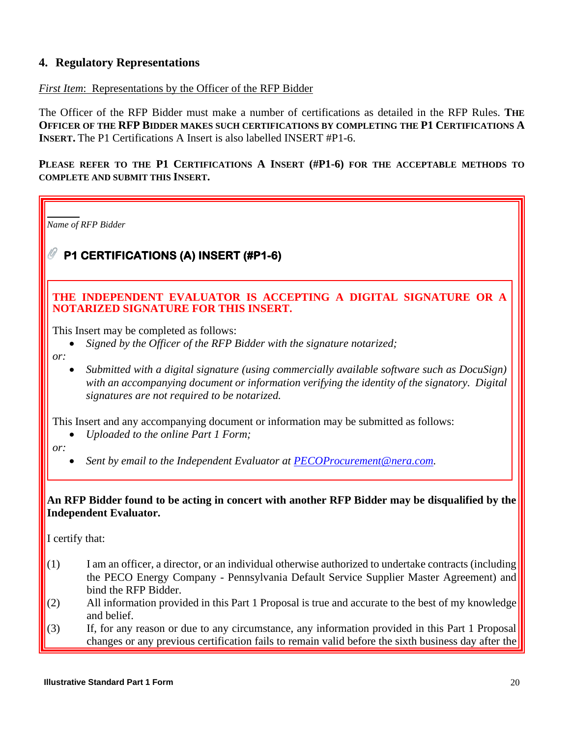## 4. Regulatory Representations

*First Item*: Representations by the Officer of the RFP Bidder

The Officer of the RFP Bidder must make a number of certifications as detailed in the RFP Rules. **THE OFFICER OF THE RFP BIDDER MAKES SUCH CERTIFICATIONS BY COMPLETING THE P1 CERTIFICATIONS A INSERT.** The P1 Certifications A Insert is also labelled INSERT #P1-6.

**PLEASE REFER TO THE P1 CERTIFICATIONS A INSERT (#P1-6) FOR THE ACCEPTABLE METHODS TO COMPLETE AND SUBMIT THIS INSERT.**

______

*Name of RFP Bidder*

### P1 CERTIFICATIONS (A) INSERT (#P1-6)

**THE INDEPENDENT EVALUATOR IS ACCEPTING A DIGITAL SIGNATURE OR A NOTARIZED SIGNATURE FOR THIS INSERT.**

This Insert may be completed as follows:

- *Signed by the Officer of the RFP Bidder with the signature notarized;*

*or:*

- *Submitted with a digital signature (using commercially available software such as DocuSign) with an accompanying document or information verifying the identity of the signatory. Digital signatures are not required to be notarized.*

This Insert and any accompanying document or information may be submitted as follows:

- *Uploaded to the online Part 1 Form;*

*or:*

- *Sent by email to the Independent Evaluator at PECOProcurement@nera.com.*

**An RFP Bidder found to be acting in concert with another RFP Bidder may be disqualified by the Independent Evaluator.**

I certify that:

(1) I am an officer, a director, or an individual otherwise authorized to undertake contracts (including the PECO Energy Company - Pennsylvania Default Service Supplier Master Agreement) and bind the RFP Bidder.

(2) All information provided in this Part 1 Proposal is true and accurate to the best of my knowledge and belief.

(3) If, for any reason or due to any circumstance, any information provided in this Part 1 Proposal changes or any previous certification fails to remain valid before the sixth business day after the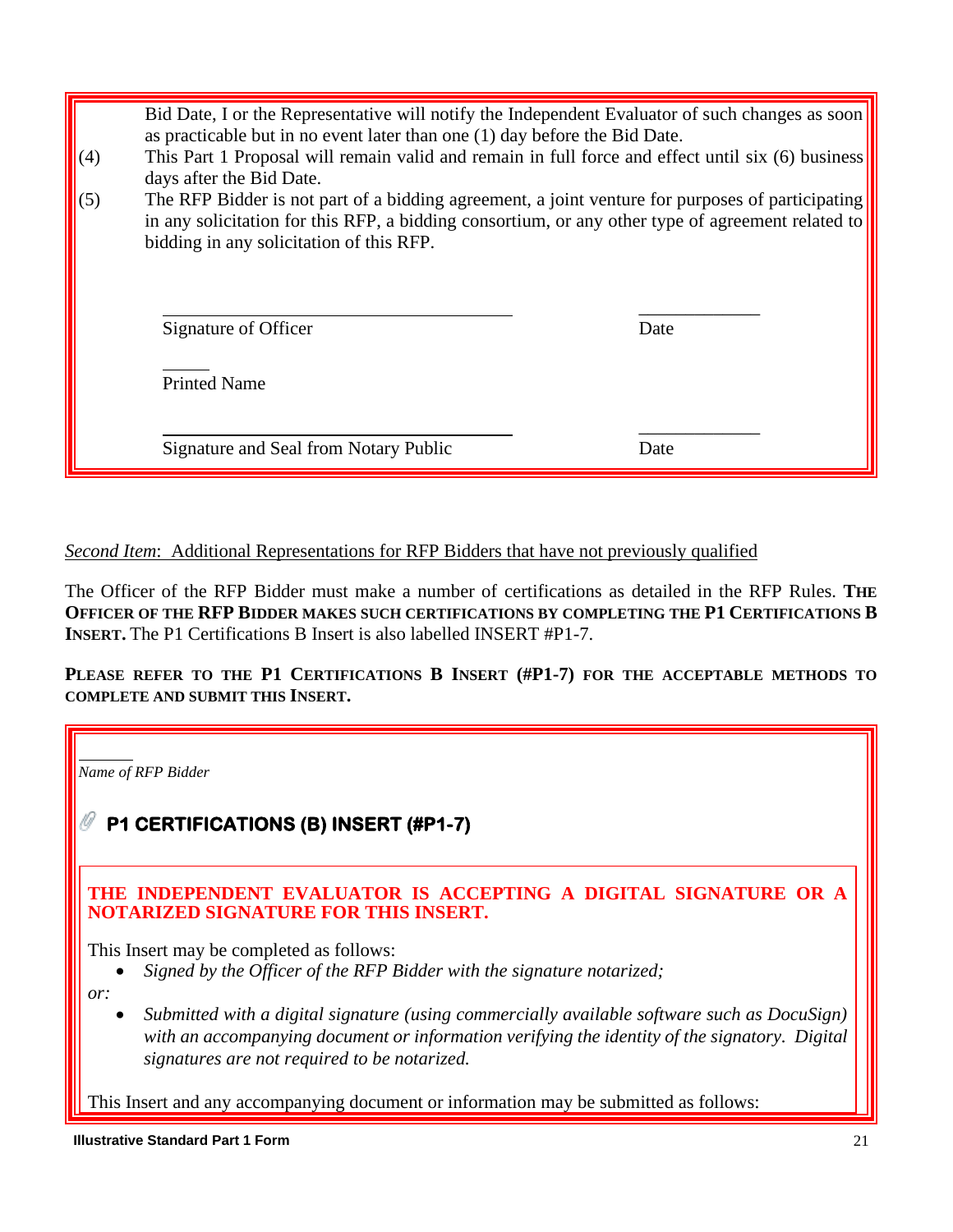Bid Date, I or the Representative will notify the Independent Evaluator of such changes as soon as practicable but in no event later than one (1) day before the Bid Date.

(4) This Part 1 Proposal will remain valid and remain in full force and effect until six (6) business days after the Bid Date.

(5) The RFP Bidder is not part of a bidding agreement, a joint venture for purposes of participating in any solicitation for this RFP, a bidding consortium, or any other type of agreement related to bidding in any solicitation of this RFP.

_________________________________ _____________
Signature of Officer Date

_____
Printed Name

_________________________________ _____________
Signature and Seal from Notary Public Date

*Second Item*: Additional Representations for RFP Bidders that have not previously qualified

The Officer of the RFP Bidder must make a number of certifications as detailed in the RFP Rules. **THE OFFICER OF THE RFP BIDDER MAKES SUCH CERTIFICATIONS BY COMPLETING THE P1 CERTIFICATIONS B INSERT.** The P1 Certifications B Insert is also labelled INSERT #P1-7.

**PLEASE REFER TO THE P1 CERTIFICATIONS B INSERT (#P1-7) FOR THE ACCEPTABLE METHODS TO COMPLETE AND SUBMIT THIS INSERT.**

______
*Name of RFP Bidder*

## P1 CERTIFICATIONS (B) INSERT (#P1-7)

**THE INDEPENDENT EVALUATOR IS ACCEPTING A DIGITAL SIGNATURE OR A NOTARIZED SIGNATURE FOR THIS INSERT.**

This Insert may be completed as follows:

- *Signed by the Officer of the RFP Bidder with the signature notarized;*

*or:*

- *Submitted with a digital signature (using commercially available software such as DocuSign) with an accompanying document or information verifying the identity of the signatory. Digital signatures are not required to be notarized.*

This Insert and any accompanying document or information may be submitted as follows: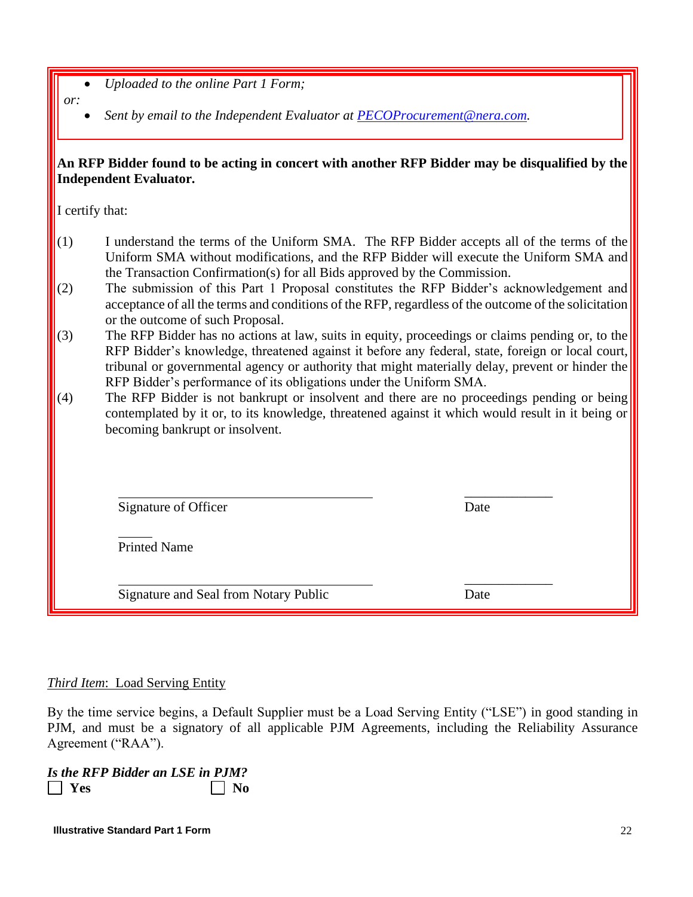- *Uploaded to the online Part 1 Form;*

*or:*

- *Sent by email to the Independent Evaluator at [PECOProcurement@nera.com](mailto:PECOProcurement@nera.com).*

**An RFP Bidder found to be acting in concert with another RFP Bidder may be disqualified by the Independent Evaluator.**

I certify that:

(1) I understand the terms of the Uniform SMA. The RFP Bidder accepts all of the terms of the Uniform SMA without modifications, and the RFP Bidder will execute the Uniform SMA and the Transaction Confirmation(s) for all Bids approved by the Commission.

(2) The submission of this Part 1 Proposal constitutes the RFP Bidder's acknowledgement and acceptance of all the terms and conditions of the RFP, regardless of the outcome of the solicitation or the outcome of such Proposal.

(3) The RFP Bidder has no actions at law, suits in equity, proceedings or claims pending or, to the RFP Bidder's knowledge, threatened against it before any federal, state, foreign or local court, tribunal or governmental agency or authority that might materially delay, prevent or hinder the RFP Bidder's performance of its obligations under the Uniform SMA.

(4) The RFP Bidder is not bankrupt or insolvent and there are no proceedings pending or being contemplated by it or, to its knowledge, threatened against it which would result in it being or becoming bankrupt or insolvent.

\_\_\_\_\_\_\_\_\_\_\_\_\_\_\_\_\_\_\_\_\_\_\_\_\_\_\_\_\_\_\_\_\_\_ \_\_\_\_\_\_\_\_\_\_\_\_
Signature of Officer Date

\_\_\_\_\_
Printed Name

\_\_\_\_\_\_\_\_\_\_\_\_\_\_\_\_\_\_\_\_\_\_\_\_\_\_\_\_\_\_\_\_\_\_ \_\_\_\_\_\_\_\_\_\_\_\_
Signature and Seal from Notary Public Date

*Third Item*: Load Serving Entity

By the time service begins, a Default Supplier must be a Load Serving Entity ("LSE") in good standing in PJM, and must be a signatory of all applicable PJM Agreements, including the Reliability Assurance Agreement ("RAA").

***Is the RFP Bidder an LSE in PJM?***

☐ **Yes** ☐ **No**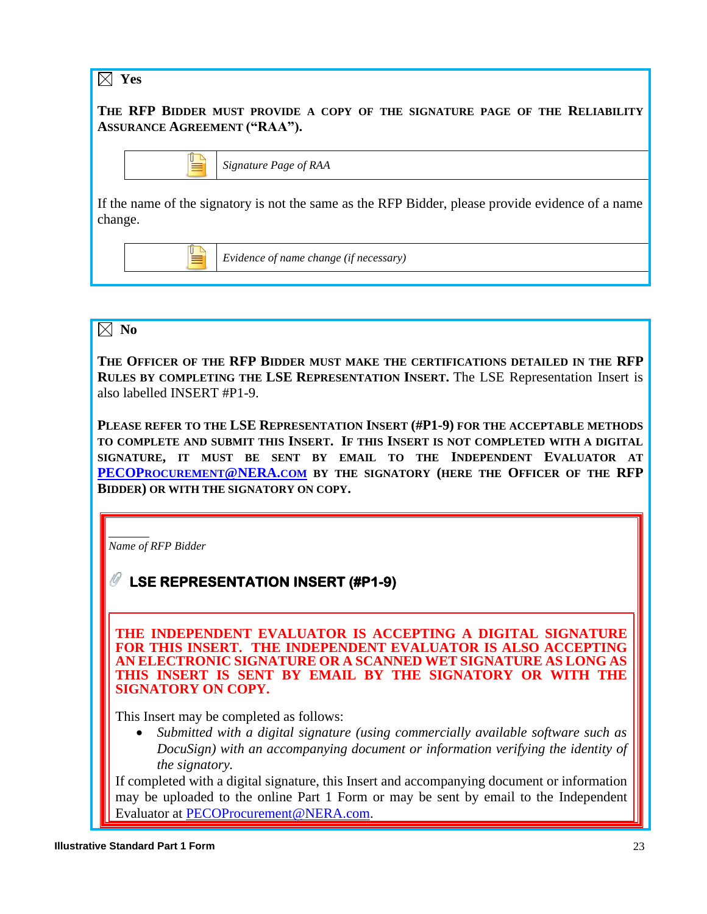☒ **Yes**

**THE RFP BIDDER MUST PROVIDE A COPY OF THE SIGNATURE PAGE OF THE RELIABILITY ASSURANCE AGREEMENT ("RAA").**

| | |
|---|---|
| | *Signature Page of RAA* |

If the name of the signatory is not the same as the RFP Bidder, please provide evidence of a name change.

| | |
|---|---|
| | *Evidence of name change (if necessary)* |

☒ **No**

**THE OFFICER OF THE RFP BIDDER MUST MAKE THE CERTIFICATIONS DETAILED IN THE RFP RULES BY COMPLETING THE LSE REPRESENTATION INSERT.** The LSE Representation Insert is also labelled INSERT #P1-9.

**PLEASE REFER TO THE LSE REPRESENTATION INSERT (#P1-9) FOR THE ACCEPTABLE METHODS TO COMPLETE AND SUBMIT THIS INSERT. IF THIS INSERT IS NOT COMPLETED WITH A DIGITAL SIGNATURE, IT MUST BE SENT BY EMAIL TO THE INDEPENDENT EVALUATOR AT [PECOPROCUREMENT@NERA.COM](mailto:PECOProcurement@NERA.com) BY THE SIGNATORY (HERE THE OFFICER OF THE RFP BIDDER) OR WITH THE SIGNATORY ON COPY.**

______

*Name of RFP Bidder*

## LSE REPRESENTATION INSERT (#P1-9)

**THE INDEPENDENT EVALUATOR IS ACCEPTING A DIGITAL SIGNATURE FOR THIS INSERT. THE INDEPENDENT EVALUATOR IS ALSO ACCEPTING AN ELECTRONIC SIGNATURE OR A SCANNED WET SIGNATURE AS LONG AS THIS INSERT IS SENT BY EMAIL BY THE SIGNATORY OR WITH THE SIGNATORY ON COPY.**

This Insert may be completed as follows:

- *Submitted with a digital signature (using commercially available software such as DocuSign) with an accompanying document or information verifying the identity of the signatory.*

If completed with a digital signature, this Insert and accompanying document or information may be uploaded to the online Part 1 Form or may be sent by email to the Independent Evaluator at [PECOProcurement@NERA.com](mailto:PECOProcurement@NERA.com).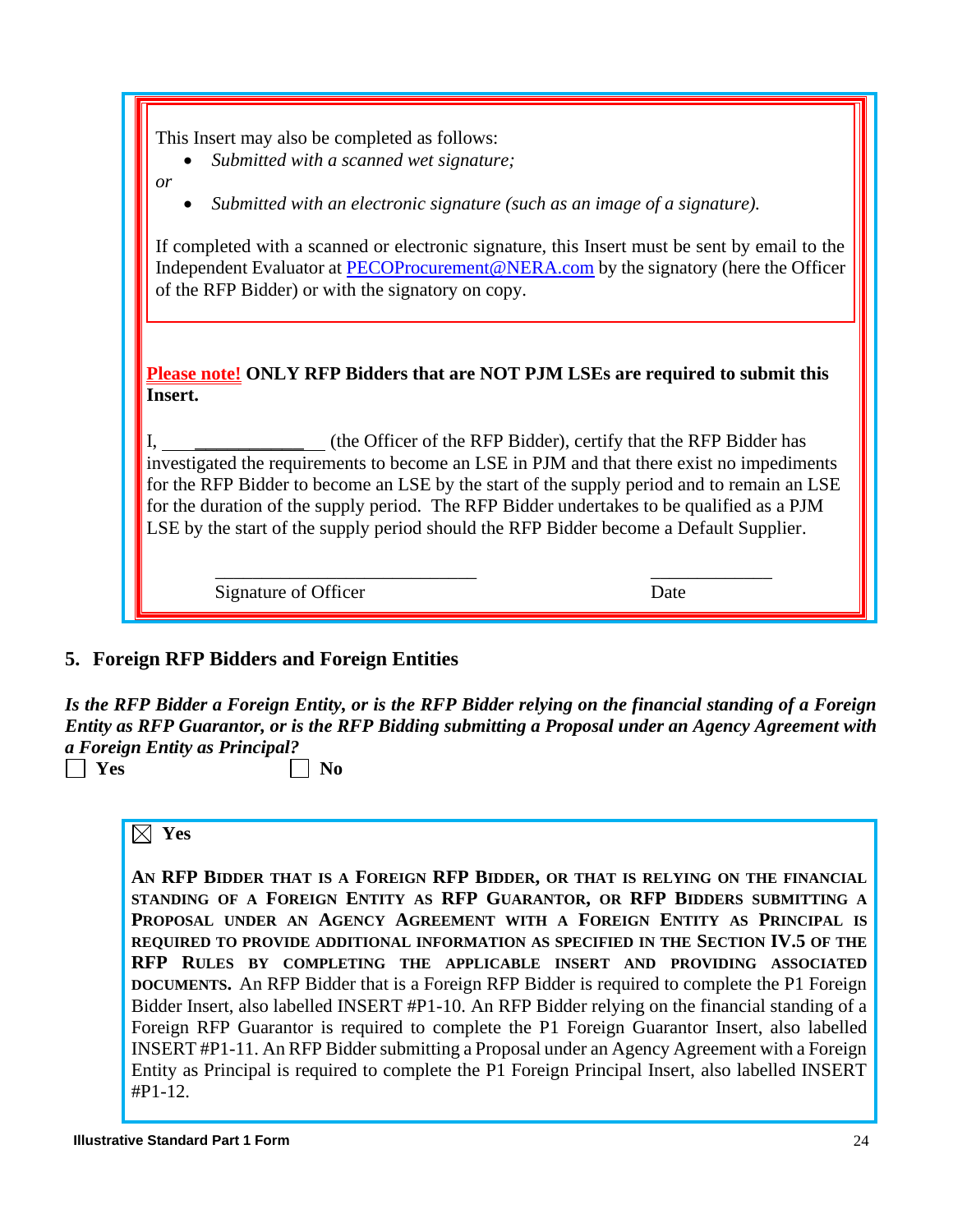This Insert may also be completed as follows:

- *Submitted with a scanned wet signature;*

*or*

- *Submitted with an electronic signature (such as an image of a signature).*

If completed with a scanned or electronic signature, this Insert must be sent by email to the Independent Evaluator at PECOProcurement@NERA.com by the signatory (here the Officer of the RFP Bidder) or with the signatory on copy.

**Please note! ONLY RFP Bidders that are NOT PJM LSEs are required to submit this Insert.**

I, _________________ (the Officer of the RFP Bidder), certify that the RFP Bidder has investigated the requirements to become an LSE in PJM and that there exist no impediments for the RFP Bidder to become an LSE by the start of the supply period and to remain an LSE for the duration of the supply period. The RFP Bidder undertakes to be qualified as a PJM LSE by the start of the supply period should the RFP Bidder become a Default Supplier.

_____________________________ Signature of Officer

_____________ Date

## 5. Foreign RFP Bidders and Foreign Entities

***Is the RFP Bidder a Foreign Entity, or is the RFP Bidder relying on the financial standing of a Foreign Entity as RFP Guarantor, or is the RFP Bidding submitting a Proposal under an Agency Agreement with a Foreign Entity as Principal?***

☐ **Yes** ☐ **No**

☒ **Yes**

**AN RFP BIDDER THAT IS A FOREIGN RFP BIDDER, OR THAT IS RELYING ON THE FINANCIAL STANDING OF A FOREIGN ENTITY AS RFP GUARANTOR, OR RFP BIDDERS SUBMITTING A PROPOSAL UNDER AN AGENCY AGREEMENT WITH A FOREIGN ENTITY AS PRINCIPAL IS REQUIRED TO PROVIDE ADDITIONAL INFORMATION AS SPECIFIED IN THE SECTION IV.5 OF THE RFP RULES BY COMPLETING THE APPLICABLE INSERT AND PROVIDING ASSOCIATED DOCUMENTS.** An RFP Bidder that is a Foreign RFP Bidder is required to complete the P1 Foreign Bidder Insert, also labelled INSERT #P1-10. An RFP Bidder relying on the financial standing of a Foreign RFP Guarantor is required to complete the P1 Foreign Guarantor Insert, also labelled INSERT #P1-11. An RFP Bidder submitting a Proposal under an Agency Agreement with a Foreign Entity as Principal is required to complete the P1 Foreign Principal Insert, also labelled INSERT #P1-12.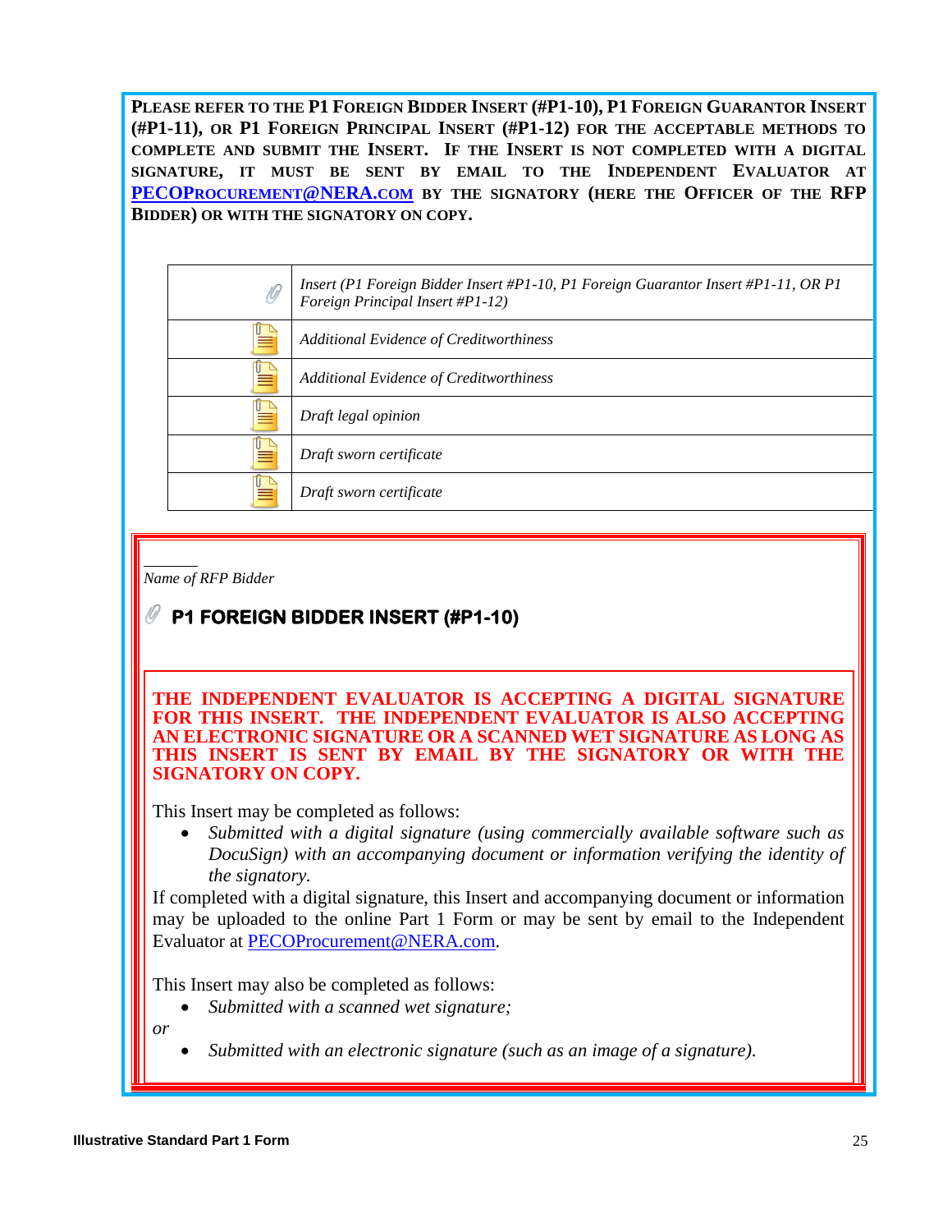**PLEASE REFER TO THE P1 FOREIGN BIDDER INSERT (#P1-10), P1 FOREIGN GUARANTOR INSERT (#P1-11), OR P1 FOREIGN PRINCIPAL INSERT (#P1-12) FOR THE ACCEPTABLE METHODS TO COMPLETE AND SUBMIT THE INSERT. IF THE INSERT IS NOT COMPLETED WITH A DIGITAL SIGNATURE, IT MUST BE SENT BY EMAIL TO THE INDEPENDENT EVALUATOR AT [PECOPROCUREMENT@NERA.COM](mailto:PECOProcurement@NERA.com) BY THE SIGNATORY (HERE THE OFFICER OF THE RFP BIDDER) OR WITH THE SIGNATORY ON COPY.**

| | |
|---|---|
| | *Insert (P1 Foreign Bidder Insert #P1-10, P1 Foreign Guarantor Insert #P1-11, OR P1 Foreign Principal Insert #P1-12)* |
| | *Additional Evidence of Creditworthiness* |
| | *Additional Evidence of Creditworthiness* |
| | *Draft legal opinion* |
| | *Draft sworn certificate* |
| | *Draft sworn certificate* |

______

*Name of RFP Bidder*

## P1 FOREIGN BIDDER INSERT (#P1-10)

**THE INDEPENDENT EVALUATOR IS ACCEPTING A DIGITAL SIGNATURE FOR THIS INSERT. THE INDEPENDENT EVALUATOR IS ALSO ACCEPTING AN ELECTRONIC SIGNATURE OR A SCANNED WET SIGNATURE AS LONG AS THIS INSERT IS SENT BY EMAIL BY THE SIGNATORY OR WITH THE SIGNATORY ON COPY.**

This Insert may be completed as follows:

- *Submitted with a digital signature (using commercially available software such as DocuSign) with an accompanying document or information verifying the identity of the signatory.*

If completed with a digital signature, this Insert and accompanying document or information may be uploaded to the online Part 1 Form or may be sent by email to the Independent Evaluator at [PECOProcurement@NERA.com](mailto:PECOProcurement@NERA.com).

This Insert may also be completed as follows:

- *Submitted with a scanned wet signature;*

*or*

- *Submitted with an electronic signature (such as an image of a signature).*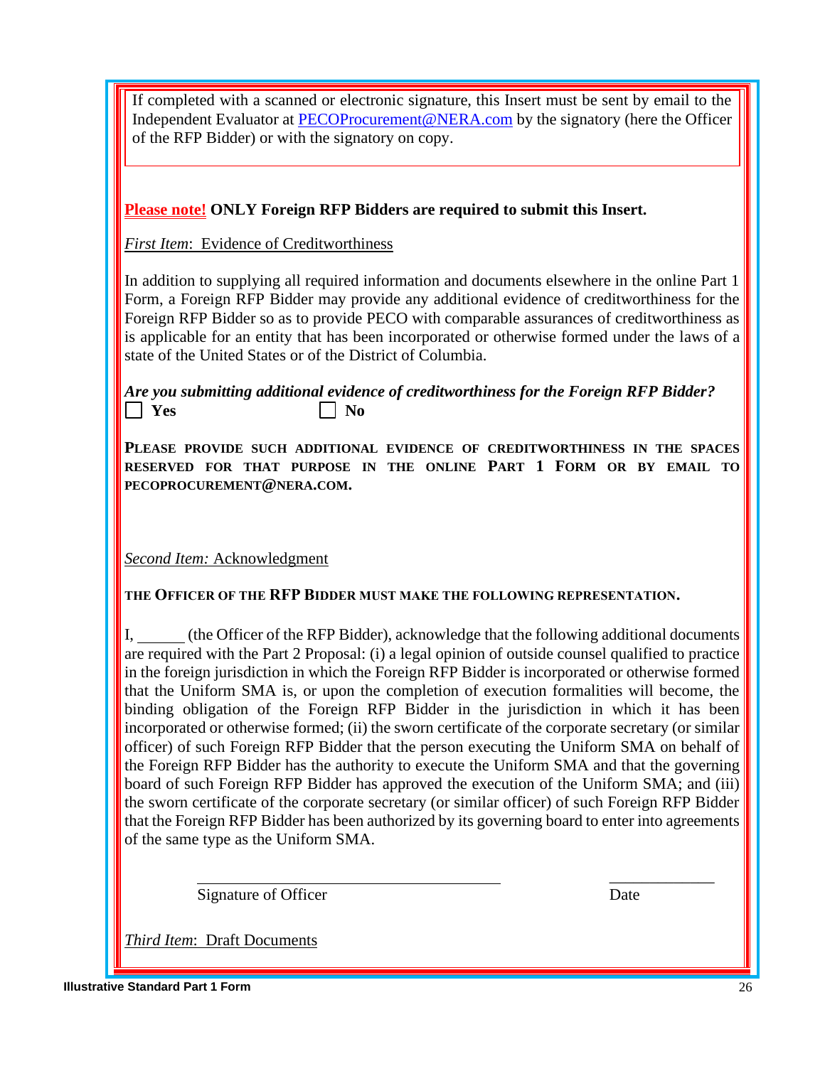If completed with a scanned or electronic signature, this Insert must be sent by email to the Independent Evaluator at PECOProcurement@NERA.com by the signatory (here the Officer of the RFP Bidder) or with the signatory on copy.

**Please note!** **ONLY Foreign RFP Bidders are required to submit this Insert.**

*First Item*: Evidence of Creditworthiness

In addition to supplying all required information and documents elsewhere in the online Part 1 Form, a Foreign RFP Bidder may provide any additional evidence of creditworthiness for the Foreign RFP Bidder so as to provide PECO with comparable assurances of creditworthiness as is applicable for an entity that has been incorporated or otherwise formed under the laws of a state of the United States or of the District of Columbia.

***Are you submitting additional evidence of creditworthiness for the Foreign RFP Bidder?***

☐ **Yes** ☐ **No**

**PLEASE PROVIDE SUCH ADDITIONAL EVIDENCE OF CREDITWORTHINESS IN THE SPACES RESERVED FOR THAT PURPOSE IN THE ONLINE PART 1 FORM OR BY EMAIL TO PECOPROCUREMENT@NERA.COM.**

*Second Item:* Acknowledgment

**THE OFFICER OF THE RFP BIDDER MUST MAKE THE FOLLOWING REPRESENTATION.**

I, ______ (the Officer of the RFP Bidder), acknowledge that the following additional documents are required with the Part 2 Proposal: (i) a legal opinion of outside counsel qualified to practice in the foreign jurisdiction in which the Foreign RFP Bidder is incorporated or otherwise formed that the Uniform SMA is, or upon the completion of execution formalities will become, the binding obligation of the Foreign RFP Bidder in the jurisdiction in which it has been incorporated or otherwise formed; (ii) the sworn certificate of the corporate secretary (or similar officer) of such Foreign RFP Bidder that the person executing the Uniform SMA on behalf of the Foreign RFP Bidder has the authority to execute the Uniform SMA and that the governing board of such Foreign RFP Bidder has approved the execution of the Uniform SMA; and (iii) the sworn certificate of the corporate secretary (or similar officer) of such Foreign RFP Bidder that the Foreign RFP Bidder has been authorized by its governing board to enter into agreements of the same type as the Uniform SMA.

\_\_\_\_\_\_\_\_\_\_\_\_\_\_\_\_\_\_\_\_\_\_\_\_\_\_\_\_\_\_\_\_\_\_\_ \_\_\_\_\_\_\_\_\_\_\_\_

Signature of Officer Date

*Third Item*: Draft Documents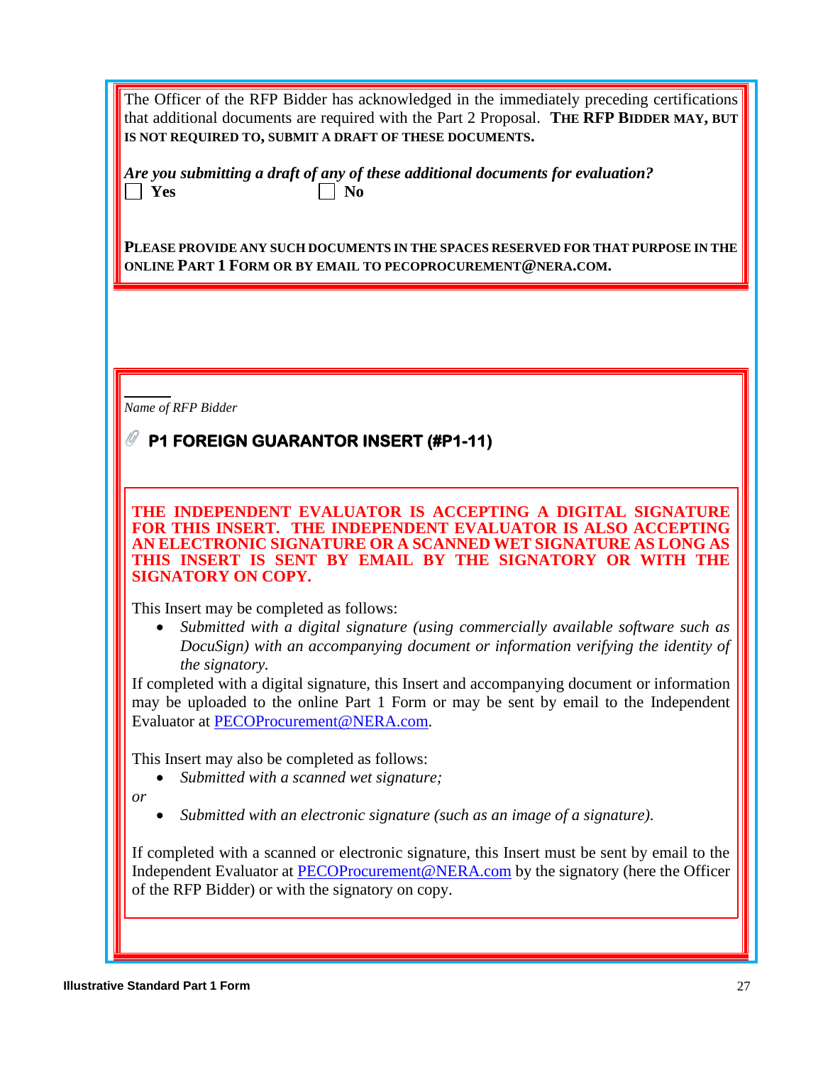The Officer of the RFP Bidder has acknowledged in the immediately preceding certifications that additional documents are required with the Part 2 Proposal. **THE RFP BIDDER MAY, BUT IS NOT REQUIRED TO, SUBMIT A DRAFT OF THESE DOCUMENTS.**

***Are you submitting a draft of any of these additional documents for evaluation?***

☐ **Yes** ☐ **No**

**PLEASE PROVIDE ANY SUCH DOCUMENTS IN THE SPACES RESERVED FOR THAT PURPOSE IN THE ONLINE PART 1 FORM OR BY EMAIL TO PECOPROCUREMENT@NERA.COM.**

______

*Name of RFP Bidder*

## P1 FOREIGN GUARANTOR INSERT (#P1-11)

**THE INDEPENDENT EVALUATOR IS ACCEPTING A DIGITAL SIGNATURE FOR THIS INSERT. THE INDEPENDENT EVALUATOR IS ALSO ACCEPTING AN ELECTRONIC SIGNATURE OR A SCANNED WET SIGNATURE AS LONG AS THIS INSERT IS SENT BY EMAIL BY THE SIGNATORY OR WITH THE SIGNATORY ON COPY.**

This Insert may be completed as follows:

- *Submitted with a digital signature (using commercially available software such as DocuSign) with an accompanying document or information verifying the identity of the signatory.*

If completed with a digital signature, this Insert and accompanying document or information may be uploaded to the online Part 1 Form or may be sent by email to the Independent Evaluator at PECOProcurement@NERA.com.

This Insert may also be completed as follows:

- *Submitted with a scanned wet signature;*

*or*

- *Submitted with an electronic signature (such as an image of a signature).*

If completed with a scanned or electronic signature, this Insert must be sent by email to the Independent Evaluator at PECOProcurement@NERA.com by the signatory (here the Officer of the RFP Bidder) or with the signatory on copy.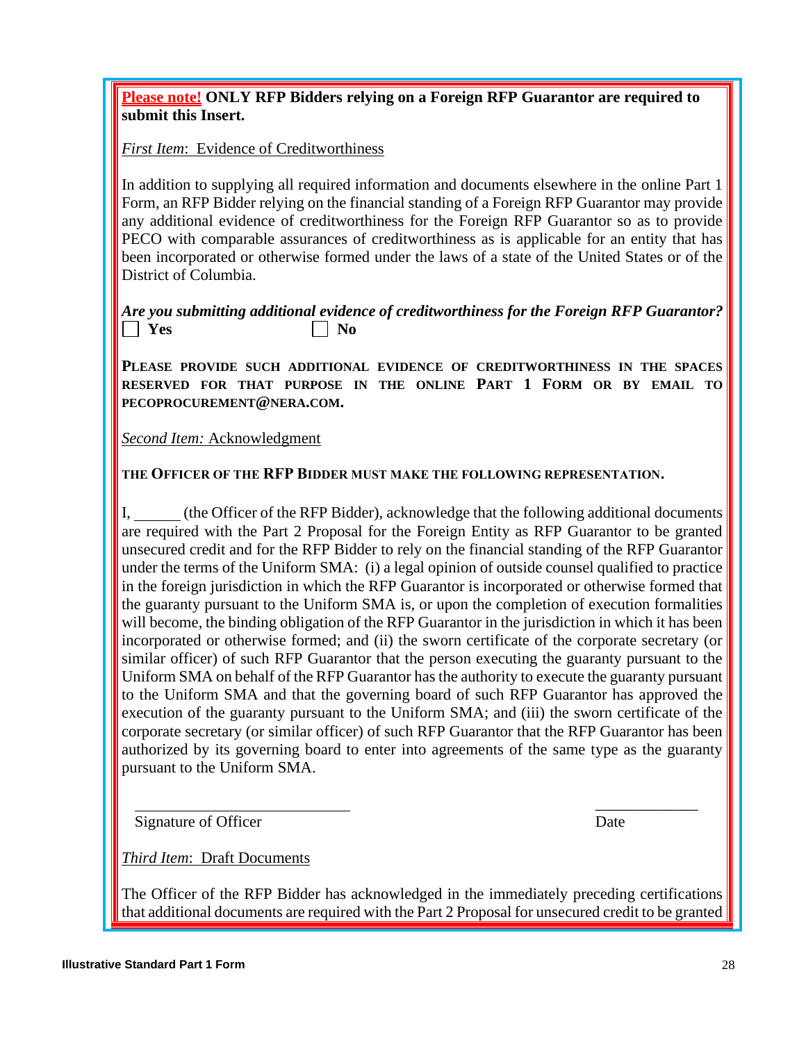**Please note! ONLY RFP Bidders relying on a Foreign RFP Guarantor are required to submit this Insert.**

*First Item*: Evidence of Creditworthiness

In addition to supplying all required information and documents elsewhere in the online Part 1 Form, an RFP Bidder relying on the financial standing of a Foreign RFP Guarantor may provide any additional evidence of creditworthiness for the Foreign RFP Guarantor so as to provide PECO with comparable assurances of creditworthiness as is applicable for an entity that has been incorporated or otherwise formed under the laws of a state of the United States or of the District of Columbia.

***Are you submitting additional evidence of creditworthiness for the Foreign RFP Guarantor?***

☐ **Yes** ☐ **No**

**PLEASE PROVIDE SUCH ADDITIONAL EVIDENCE OF CREDITWORTHINESS IN THE SPACES RESERVED FOR THAT PURPOSE IN THE ONLINE PART 1 FORM OR BY EMAIL TO PECOPROCUREMENT@NERA.COM.**

*Second Item:* Acknowledgment

**THE OFFICER OF THE RFP BIDDER MUST MAKE THE FOLLOWING REPRESENTATION.**

I, ______ (the Officer of the RFP Bidder), acknowledge that the following additional documents are required with the Part 2 Proposal for the Foreign Entity as RFP Guarantor to be granted unsecured credit and for the RFP Bidder to rely on the financial standing of the RFP Guarantor under the terms of the Uniform SMA: (i) a legal opinion of outside counsel qualified to practice in the foreign jurisdiction in which the RFP Guarantor is incorporated or otherwise formed that the guaranty pursuant to the Uniform SMA is, or upon the completion of execution formalities will become, the binding obligation of the RFP Guarantor in the jurisdiction in which it has been incorporated or otherwise formed; and (ii) the sworn certificate of the corporate secretary (or similar officer) of such RFP Guarantor that the person executing the guaranty pursuant to the Uniform SMA on behalf of the RFP Guarantor has the authority to execute the guaranty pursuant to the Uniform SMA and that the governing board of such RFP Guarantor has approved the execution of the guaranty pursuant to the Uniform SMA; and (iii) the sworn certificate of the corporate secretary (or similar officer) of such RFP Guarantor that the RFP Guarantor has been authorized by its governing board to enter into agreements of the same type as the guaranty pursuant to the Uniform SMA.

____________________________ ____________

Signature of Officer Date

*Third Item*: Draft Documents

The Officer of the RFP Bidder has acknowledged in the immediately preceding certifications that additional documents are required with the Part 2 Proposal for unsecured credit to be granted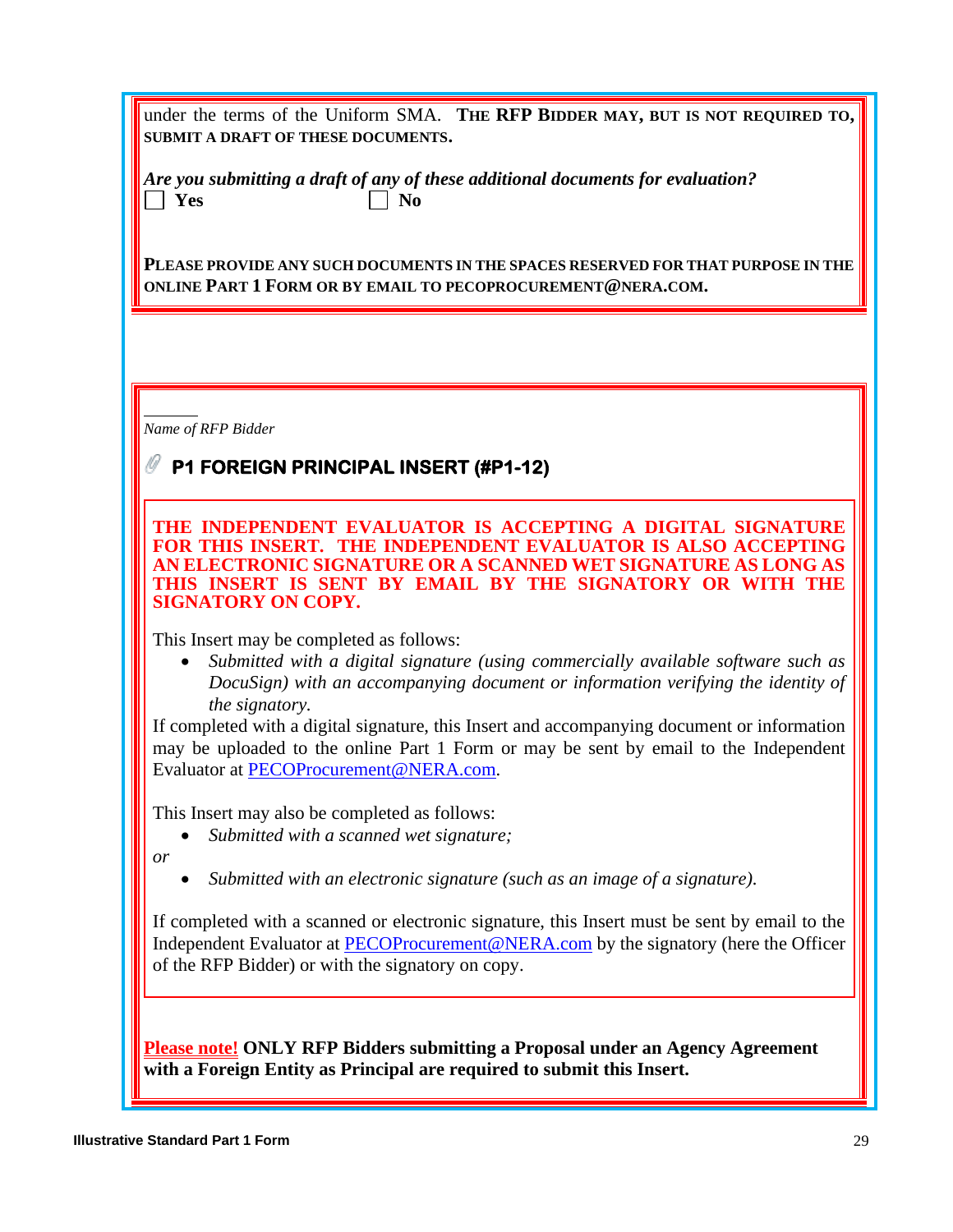under the terms of the Uniform SMA. **THE RFP BIDDER MAY, BUT IS NOT REQUIRED TO, SUBMIT A DRAFT OF THESE DOCUMENTS.**

***Are you submitting a draft of any of these additional documents for evaluation?***

☐ **Yes** ☐ **No**

**PLEASE PROVIDE ANY SUCH DOCUMENTS IN THE SPACES RESERVED FOR THAT PURPOSE IN THE ONLINE PART 1 FORM OR BY EMAIL TO PECOPROCUREMENT@NERA.COM.**

______

*Name of RFP Bidder*

## P1 FOREIGN PRINCIPAL INSERT (#P1-12)

**THE INDEPENDENT EVALUATOR IS ACCEPTING A DIGITAL SIGNATURE FOR THIS INSERT. THE INDEPENDENT EVALUATOR IS ALSO ACCEPTING AN ELECTRONIC SIGNATURE OR A SCANNED WET SIGNATURE AS LONG AS THIS INSERT IS SENT BY EMAIL BY THE SIGNATORY OR WITH THE SIGNATORY ON COPY.**

This Insert may be completed as follows:

- *Submitted with a digital signature (using commercially available software such as DocuSign) with an accompanying document or information verifying the identity of the signatory.*

If completed with a digital signature, this Insert and accompanying document or information may be uploaded to the online Part 1 Form or may be sent by email to the Independent Evaluator at PECOProcurement@NERA.com.

This Insert may also be completed as follows:

- *Submitted with a scanned wet signature;*

*or*

- *Submitted with an electronic signature (such as an image of a signature).*

If completed with a scanned or electronic signature, this Insert must be sent by email to the Independent Evaluator at PECOProcurement@NERA.com by the signatory (here the Officer of the RFP Bidder) or with the signatory on copy.

**Please note! ONLY RFP Bidders submitting a Proposal under an Agency Agreement with a Foreign Entity as Principal are required to submit this Insert.**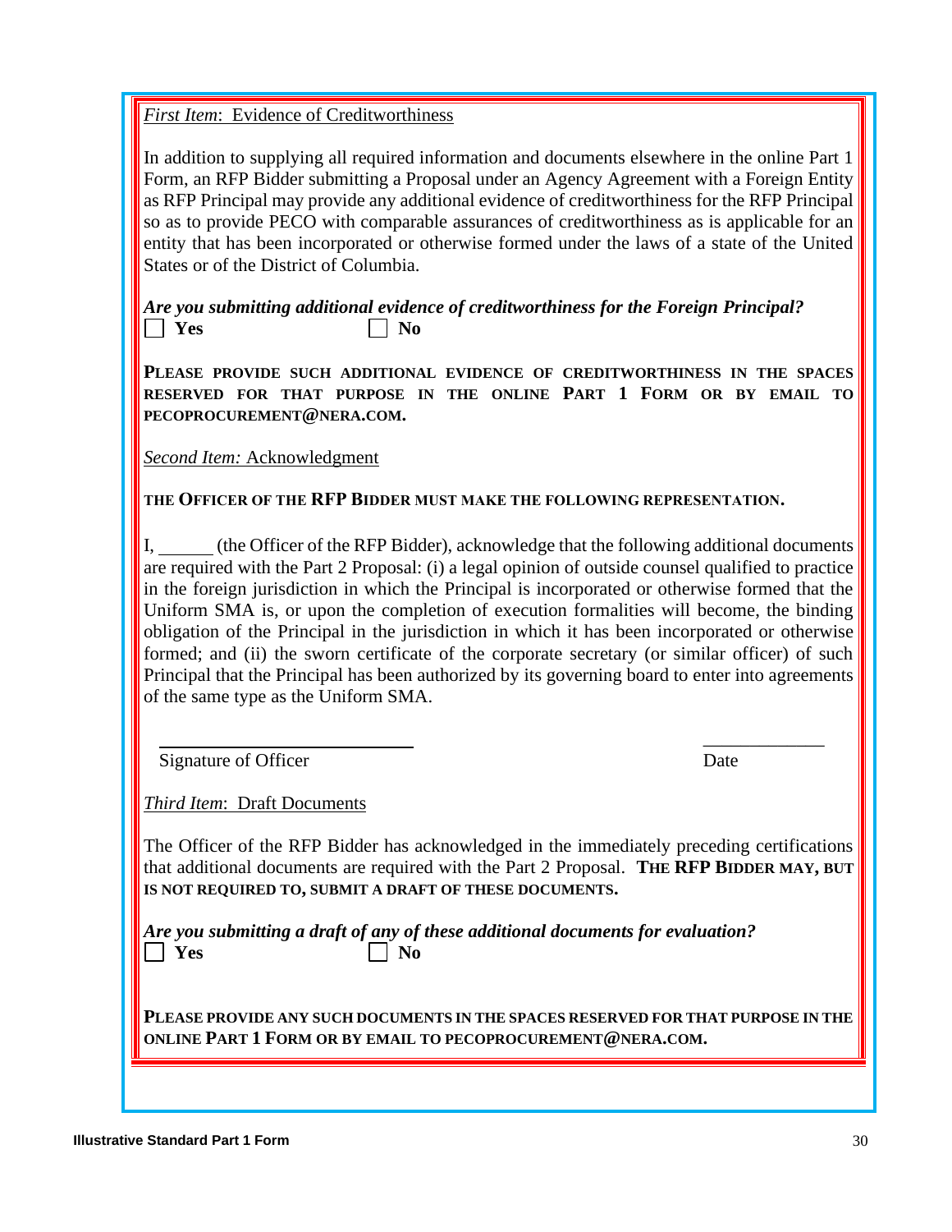*First Item*: Evidence of Creditworthiness

In addition to supplying all required information and documents elsewhere in the online Part 1 Form, an RFP Bidder submitting a Proposal under an Agency Agreement with a Foreign Entity as RFP Principal may provide any additional evidence of creditworthiness for the RFP Principal so as to provide PECO with comparable assurances of creditworthiness as is applicable for an entity that has been incorporated or otherwise formed under the laws of a state of the United States or of the District of Columbia.

***Are you submitting additional evidence of creditworthiness for the Foreign Principal?***

☐ **Yes** ☐ **No**

**PLEASE PROVIDE SUCH ADDITIONAL EVIDENCE OF CREDITWORTHINESS IN THE SPACES RESERVED FOR THAT PURPOSE IN THE ONLINE PART 1 FORM OR BY EMAIL TO PECOPROCUREMENT@NERA.COM.**

*Second Item:* Acknowledgment

**THE OFFICER OF THE RFP BIDDER MUST MAKE THE FOLLOWING REPRESENTATION.**

I, ______ (the Officer of the RFP Bidder), acknowledge that the following additional documents are required with the Part 2 Proposal: (i) a legal opinion of outside counsel qualified to practice in the foreign jurisdiction in which the Principal is incorporated or otherwise formed that the Uniform SMA is, or upon the completion of execution formalities will become, the binding obligation of the Principal in the jurisdiction in which it has been incorporated or otherwise formed; and (ii) the sworn certificate of the corporate secretary (or similar officer) of such Principal that the Principal has been authorized by its governing board to enter into agreements of the same type as the Uniform SMA.

____________________________ ______________

Signature of Officer Date

*Third Item*: Draft Documents

The Officer of the RFP Bidder has acknowledged in the immediately preceding certifications that additional documents are required with the Part 2 Proposal. **THE RFP BIDDER MAY, BUT IS NOT REQUIRED TO, SUBMIT A DRAFT OF THESE DOCUMENTS.**

***Are you submitting a draft of any of these additional documents for evaluation?***

☐ **Yes** ☐ **No**

**PLEASE PROVIDE ANY SUCH DOCUMENTS IN THE SPACES RESERVED FOR THAT PURPOSE IN THE ONLINE PART 1 FORM OR BY EMAIL TO PECOPROCUREMENT@NERA.COM.**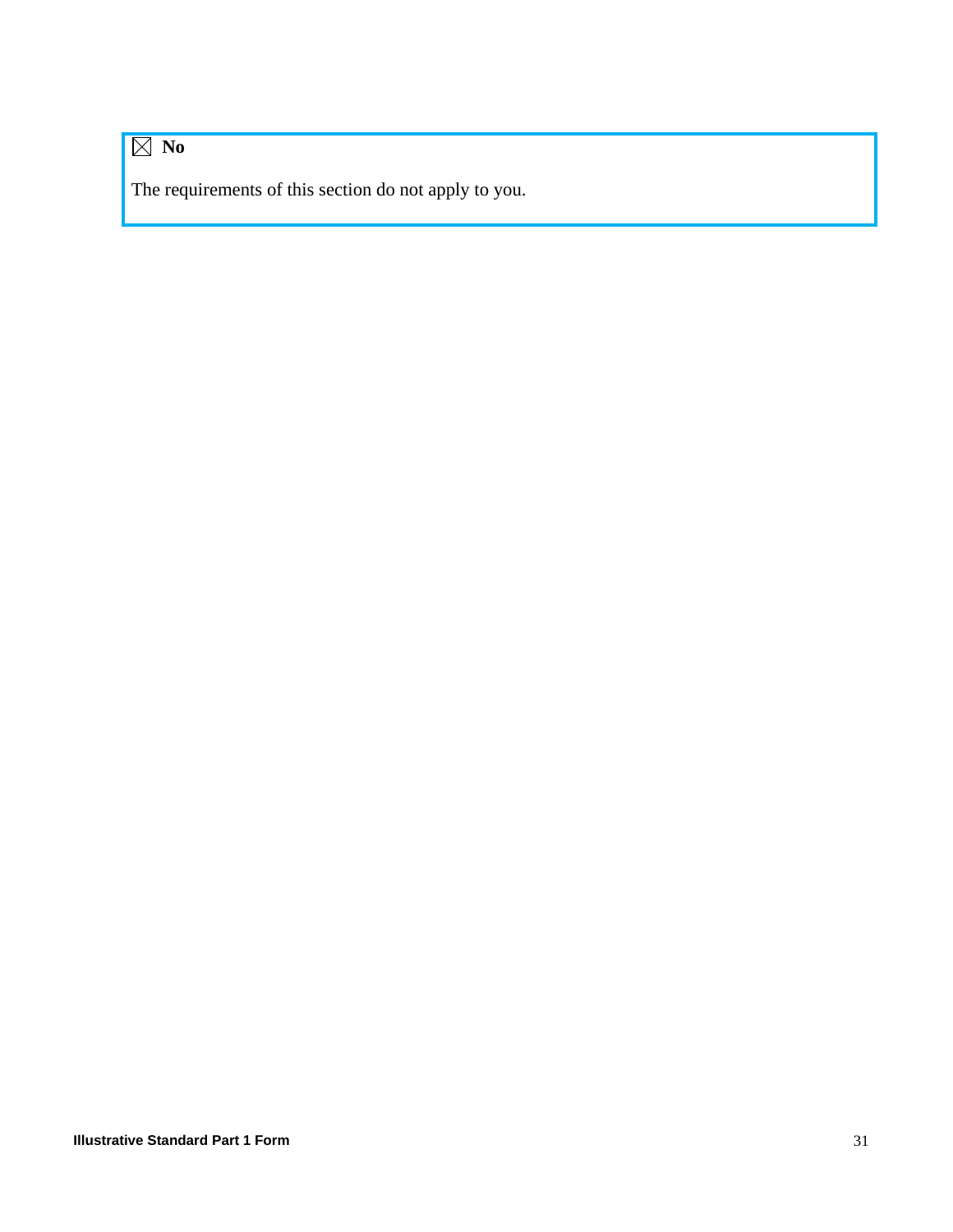☒ **No**

The requirements of this section do not apply to you.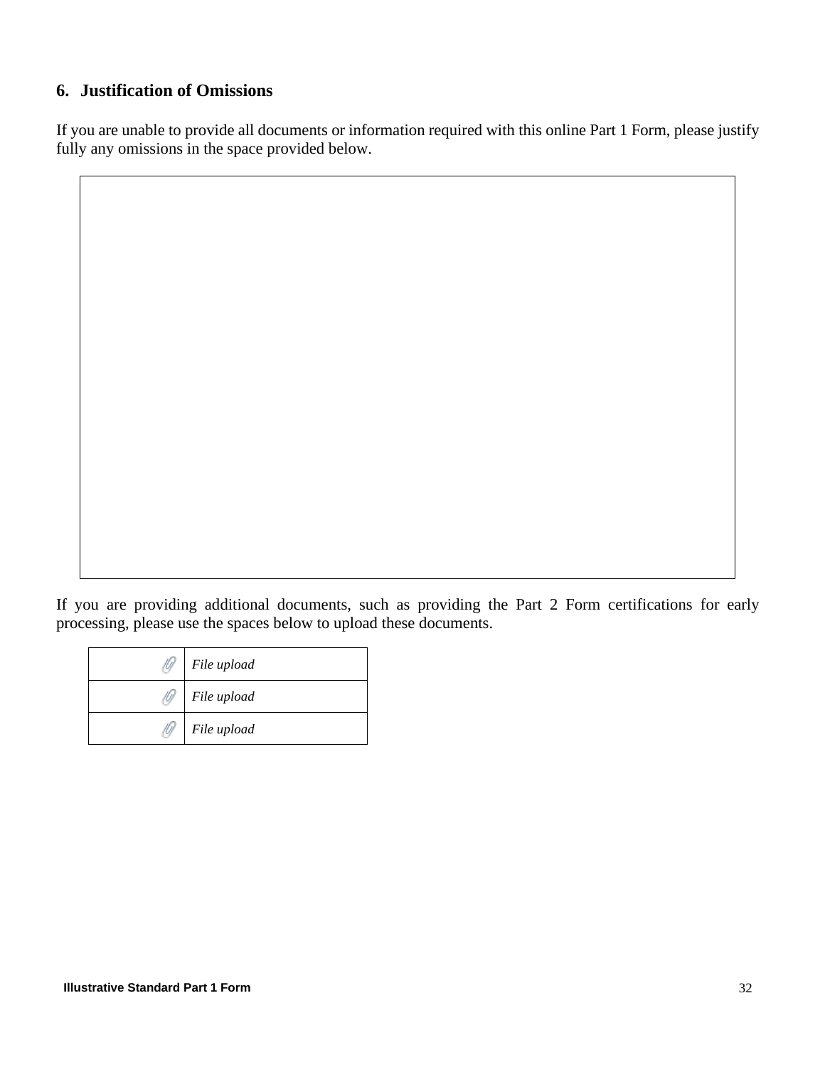## 6. Justification of Omissions

If you are unable to provide all documents or information required with this online Part 1 Form, please justify fully any omissions in the space provided below.

If you are providing additional documents, such as providing the Part 2 Form certifications for early processing, please use the spaces below to upload these documents.

| | |
|---|---|
| | *File upload* |
| | *File upload* |
| | *File upload* |